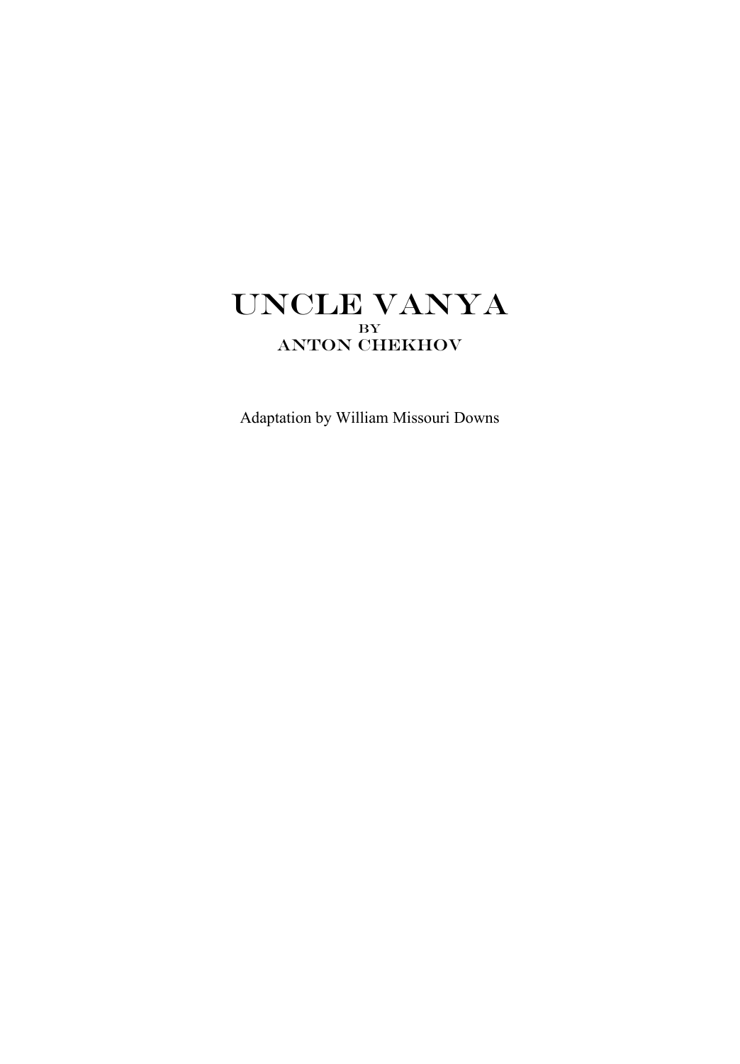# UNCLE VANYA

BY

ANTON CHEKHOV

Adaptation by William Missouri Downs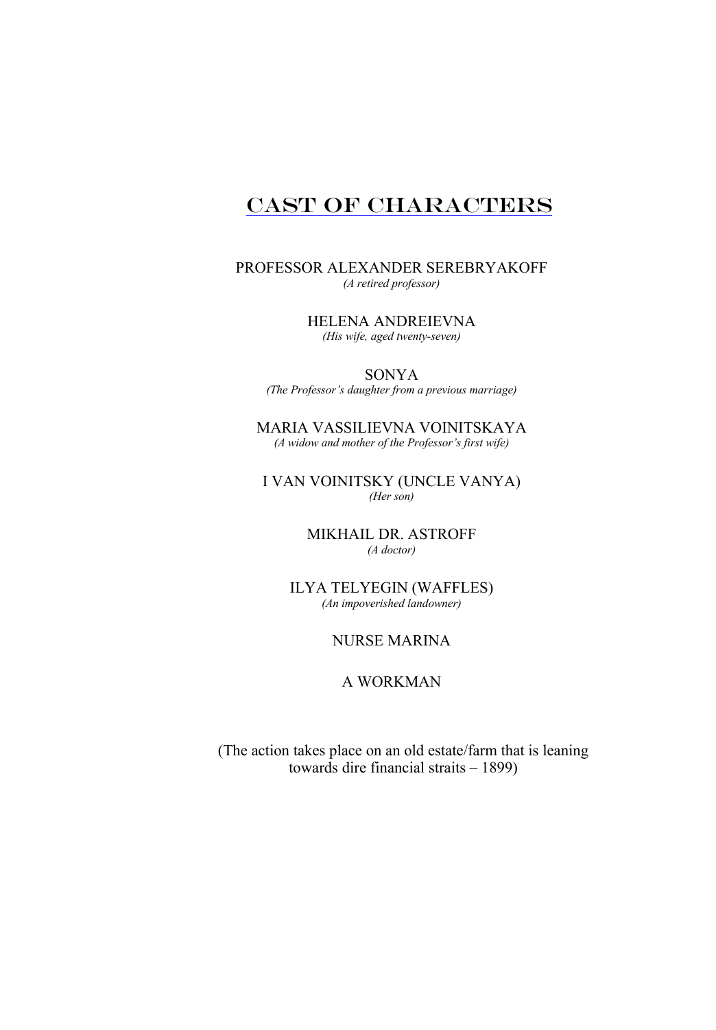# CAST OF CHARACTERS

PROFESSOR ALEXANDER SEREBRYAKOFF
*(A retired professor)*

HELENA ANDREIEVNA
*(His wife, aged twenty-seven)*

SONYA
*(The Professor's daughter from a previous marriage)*

MARIA VASSILIEVNA VOINITSKAYA
*(A widow and mother of the Professor's first wife)*

I VAN VOINITSKY (UNCLE VANYA)
*(Her son)*

MIKHAIL DR. ASTROFF
*(A doctor)*

ILYA TELYEGIN (WAFFLES)
*(An impoverished landowner)*

NURSE MARINA

A WORKMAN

(The action takes place on an old estate/farm that is leaning towards dire financial straits – 1899)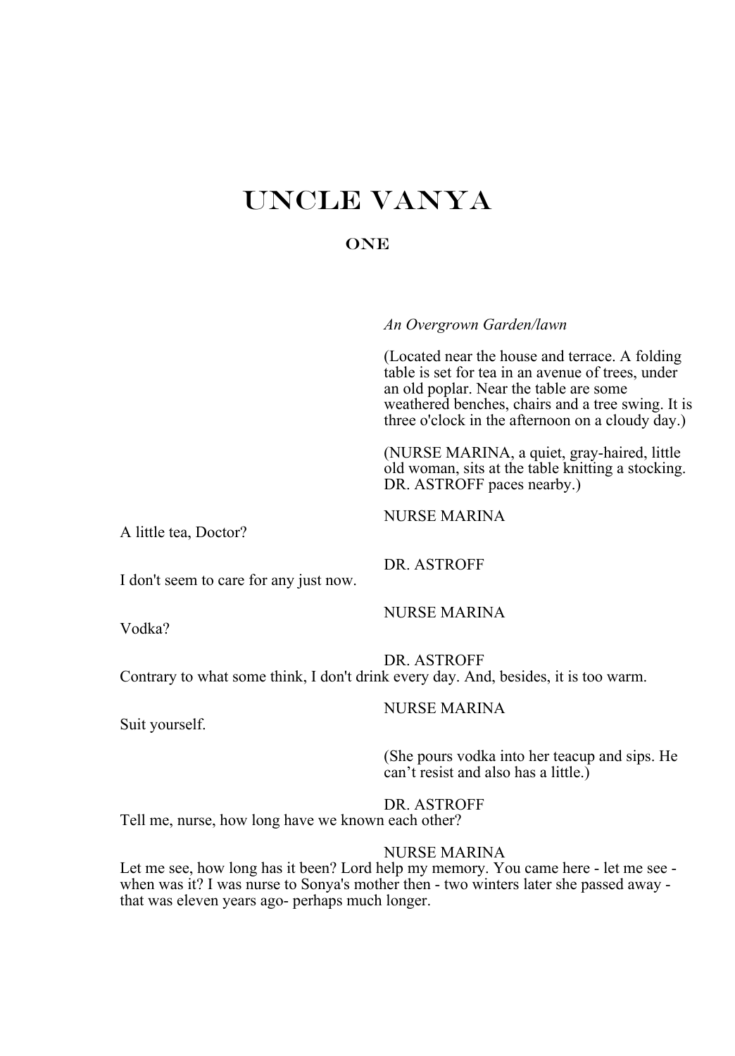# UNCLE VANYA

## ONE

*An Overgrown Garden/lawn*

(Located near the house and terrace. A folding table is set for tea in an avenue of trees, under an old poplar. Near the table are some weathered benches, chairs and a tree swing. It is three o'clock in the afternoon on a cloudy day.)

(NURSE MARINA, a quiet, gray-haired, little old woman, sits at the table knitting a stocking. DR. ASTROFF paces nearby.)

NURSE MARINA

A little tea, Doctor?

DR. ASTROFF

I don't seem to care for any just now.

NURSE MARINA

Vodka?

DR. ASTROFF

Contrary to what some think, I don't drink every day. And, besides, it is too warm.

NURSE MARINA

Suit yourself.

(She pours vodka into her teacup and sips. He can't resist and also has a little.)

DR. ASTROFF

Tell me, nurse, how long have we known each other?

NURSE MARINA

Let me see, how long has it been? Lord help my memory. You came here - let me see - when was it? I was nurse to Sonya's mother then - two winters later she passed away - that was eleven years ago- perhaps much longer.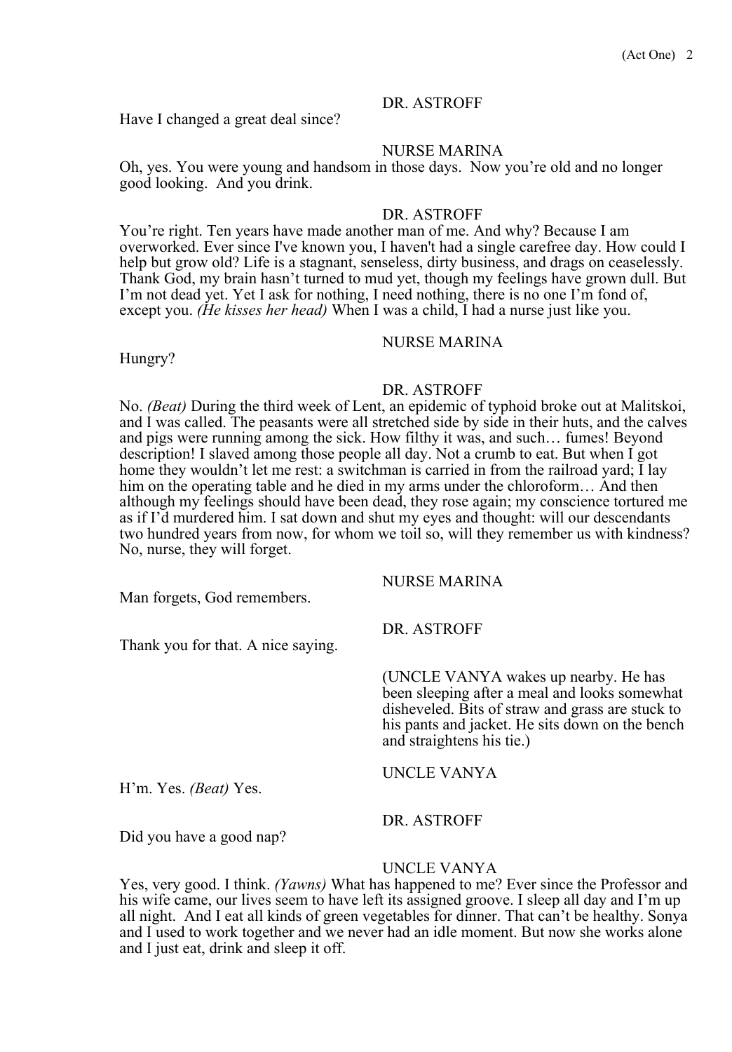DR. ASTROFF

Have I changed a great deal since?

NURSE MARINA

Oh, yes. You were young and handsom in those days. Now you're old and no longer good looking. And you drink.

DR. ASTROFF

You're right. Ten years have made another man of me. And why? Because I am overworked. Ever since I've known you, I haven't had a single carefree day. How could I help but grow old? Life is a stagnant, senseless, dirty business, and drags on ceaselessly. Thank God, my brain hasn't turned to mud yet, though my feelings have grown dull. But I'm not dead yet. Yet I ask for nothing, I need nothing, there is no one I'm fond of, except you. *(He kisses her head)* When I was a child, I had a nurse just like you.

NURSE MARINA

Hungry?

DR. ASTROFF

No. *(Beat)* During the third week of Lent, an epidemic of typhoid broke out at Malitskoi, and I was called. The peasants were all stretched side by side in their huts, and the calves and pigs were running among the sick. How filthy it was, and such… fumes! Beyond description! I slaved among those people all day. Not a crumb to eat. But when I got home they wouldn't let me rest: a switchman is carried in from the railroad yard; I lay him on the operating table and he died in my arms under the chloroform… And then although my feelings should have been dead, they rose again; my conscience tortured me as if I'd murdered him. I sat down and shut my eyes and thought: will our descendants two hundred years from now, for whom we toil so, will they remember us with kindness? No, nurse, they will forget.

NURSE MARINA

Man forgets, God remembers.

DR. ASTROFF

Thank you for that. A nice saying.

(UNCLE VANYA wakes up nearby. He has been sleeping after a meal and looks somewhat disheveled. Bits of straw and grass are stuck to his pants and jacket. He sits down on the bench and straightens his tie.)

UNCLE VANYA

H'm. Yes. *(Beat)* Yes.

DR. ASTROFF

Did you have a good nap?

UNCLE VANYA

Yes, very good. I think. *(Yawns)* What has happened to me? Ever since the Professor and his wife came, our lives seem to have left its assigned groove. I sleep all day and I'm up all night. And I eat all kinds of green vegetables for dinner. That can't be healthy. Sonya and I used to work together and we never had an idle moment. But now she works alone and I just eat, drink and sleep it off.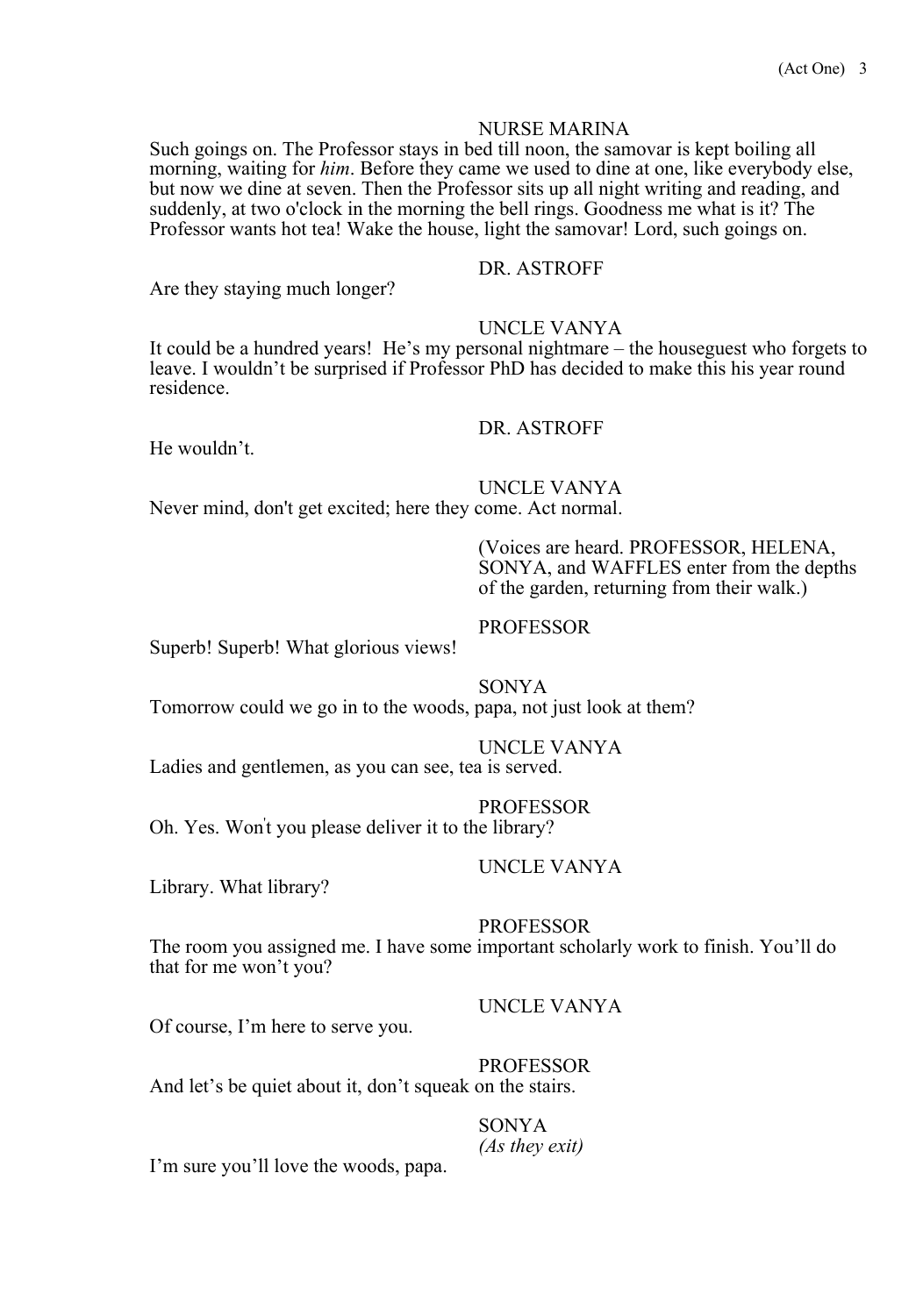NURSE MARINA

Such goings on. The Professor stays in bed till noon, the samovar is kept boiling all morning, waiting for *him*. Before they came we used to dine at one, like everybody else, but now we dine at seven. Then the Professor sits up all night writing and reading, and suddenly, at two o'clock in the morning the bell rings. Goodness me what is it? The Professor wants hot tea! Wake the house, light the samovar! Lord, such goings on.

DR. ASTROFF

Are they staying much longer?

UNCLE VANYA

It could be a hundred years! He's my personal nightmare – the houseguest who forgets to leave. I wouldn't be surprised if Professor PhD has decided to make this his year round residence.

DR. ASTROFF

He wouldn't.

UNCLE VANYA

Never mind, don't get excited; here they come. Act normal.

(Voices are heard. PROFESSOR, HELENA, SONYA, and WAFFLES enter from the depths of the garden, returning from their walk.)

PROFESSOR

Superb! Superb! What glorious views!

SONYA

Tomorrow could we go in to the woods, papa, not just look at them?

UNCLE VANYA

Ladies and gentlemen, as you can see, tea is served.

PROFESSOR

Oh. Yes. Won't you please deliver it to the library?

UNCLE VANYA

Library. What library?

PROFESSOR

The room you assigned me. I have some important scholarly work to finish. You'll do that for me won't you?

UNCLE VANYA

Of course, I'm here to serve you.

PROFESSOR

And let's be quiet about it, don't squeak on the stairs.

SONYA
*(As they exit)*

I'm sure you'll love the woods, papa.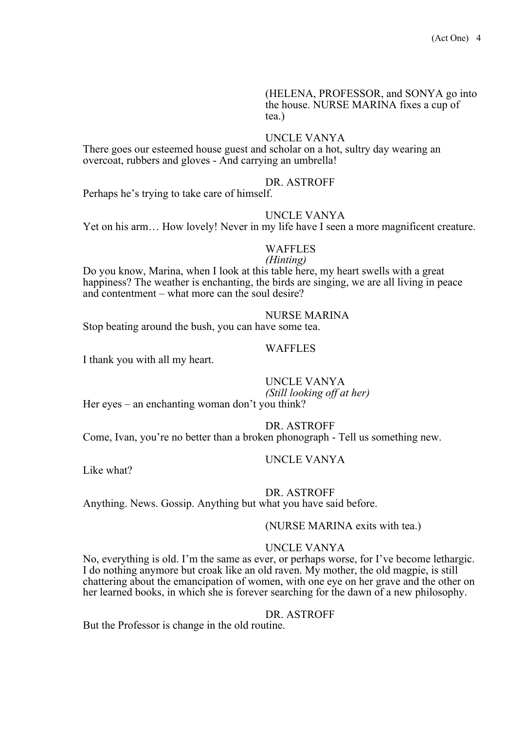(HELENA, PROFESSOR, and SONYA go into the house. NURSE MARINA fixes a cup of tea.)

UNCLE VANYA

There goes our esteemed house guest and scholar on a hot, sultry day wearing an overcoat, rubbers and gloves - And carrying an umbrella!

DR. ASTROFF

Perhaps he's trying to take care of himself.

UNCLE VANYA

Yet on his arm… How lovely! Never in my life have I seen a more magnificent creature.

WAFFLES

*(Hinting)*

Do you know, Marina, when I look at this table here, my heart swells with a great happiness? The weather is enchanting, the birds are singing, we are all living in peace and contentment – what more can the soul desire?

NURSE MARINA

Stop beating around the bush, you can have some tea.

WAFFLES

I thank you with all my heart.

UNCLE VANYA

*(Still looking off at her)*

Her eyes – an enchanting woman don't you think?

DR. ASTROFF

Come, Ivan, you're no better than a broken phonograph - Tell us something new.

UNCLE VANYA

Like what?

DR. ASTROFF

Anything. News. Gossip. Anything but what you have said before.

(NURSE MARINA exits with tea.)

UNCLE VANYA

No, everything is old. I'm the same as ever, or perhaps worse, for I've become lethargic. I do nothing anymore but croak like an old raven. My mother, the old magpie, is still chattering about the emancipation of women, with one eye on her grave and the other on her learned books, in which she is forever searching for the dawn of a new philosophy.

DR. ASTROFF

But the Professor is change in the old routine.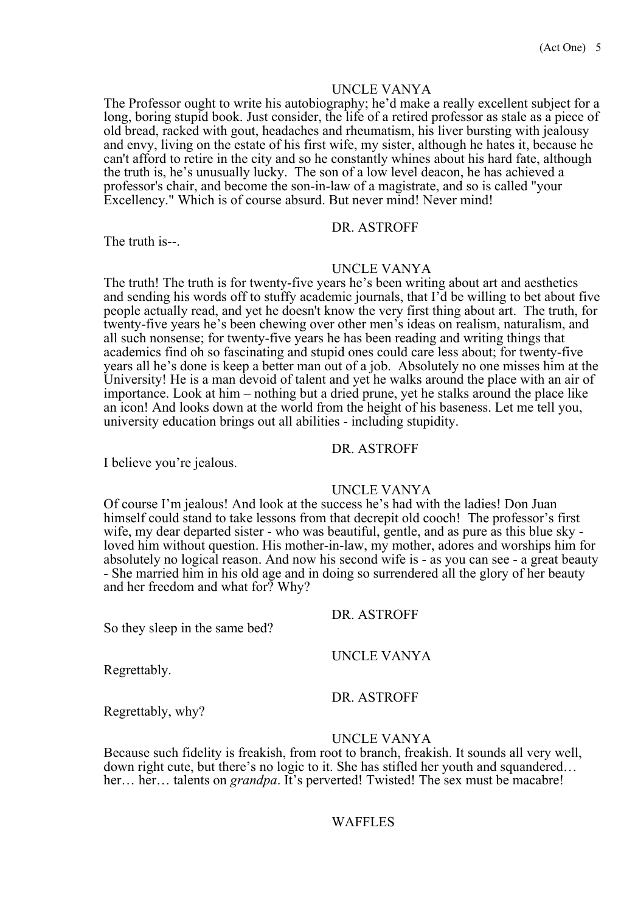UNCLE VANYA

The Professor ought to write his autobiography; he'd make a really excellent subject for a long, boring stupid book. Just consider, the life of a retired professor as stale as a piece of old bread, racked with gout, headaches and rheumatism, his liver bursting with jealousy and envy, living on the estate of his first wife, my sister, although he hates it, because he can't afford to retire in the city and so he constantly whines about his hard fate, although the truth is, he's unusually lucky. The son of a low level deacon, he has achieved a professor's chair, and become the son-in-law of a magistrate, and so is called "your Excellency." Which is of course absurd. But never mind! Never mind!

DR. ASTROFF

The truth is--.

UNCLE VANYA

The truth! The truth is for twenty-five years he's been writing about art and aesthetics and sending his words off to stuffy academic journals, that I'd be willing to bet about five people actually read, and yet he doesn't know the very first thing about art. The truth, for twenty-five years he's been chewing over other men's ideas on realism, naturalism, and all such nonsense; for twenty-five years he has been reading and writing things that academics find oh so fascinating and stupid ones could care less about; for twenty-five years all he's done is keep a better man out of a job. Absolutely no one misses him at the University! He is a man devoid of talent and yet he walks around the place with an air of importance. Look at him – nothing but a dried prune, yet he stalks around the place like an icon! And looks down at the world from the height of his baseness. Let me tell you, university education brings out all abilities - including stupidity.

DR. ASTROFF

I believe you're jealous.

UNCLE VANYA

Of course I'm jealous! And look at the success he's had with the ladies! Don Juan himself could stand to take lessons from that decrepit old cooch! The professor's first wife, my dear departed sister - who was beautiful, gentle, and as pure as this blue sky - loved him without question. His mother-in-law, my mother, adores and worships him for absolutely no logical reason. And now his second wife is - as you can see - a great beauty - She married him in his old age and in doing so surrendered all the glory of her beauty and her freedom and what for? Why?

DR. ASTROFF

So they sleep in the same bed?

UNCLE VANYA

Regrettably.

DR. ASTROFF

Regrettably, why?

UNCLE VANYA

Because such fidelity is freakish, from root to branch, freakish. It sounds all very well, down right cute, but there's no logic to it. She has stifled her youth and squandered… her… her… talents on *grandpa*. It's perverted! Twisted! The sex must be macabre!

WAFFLES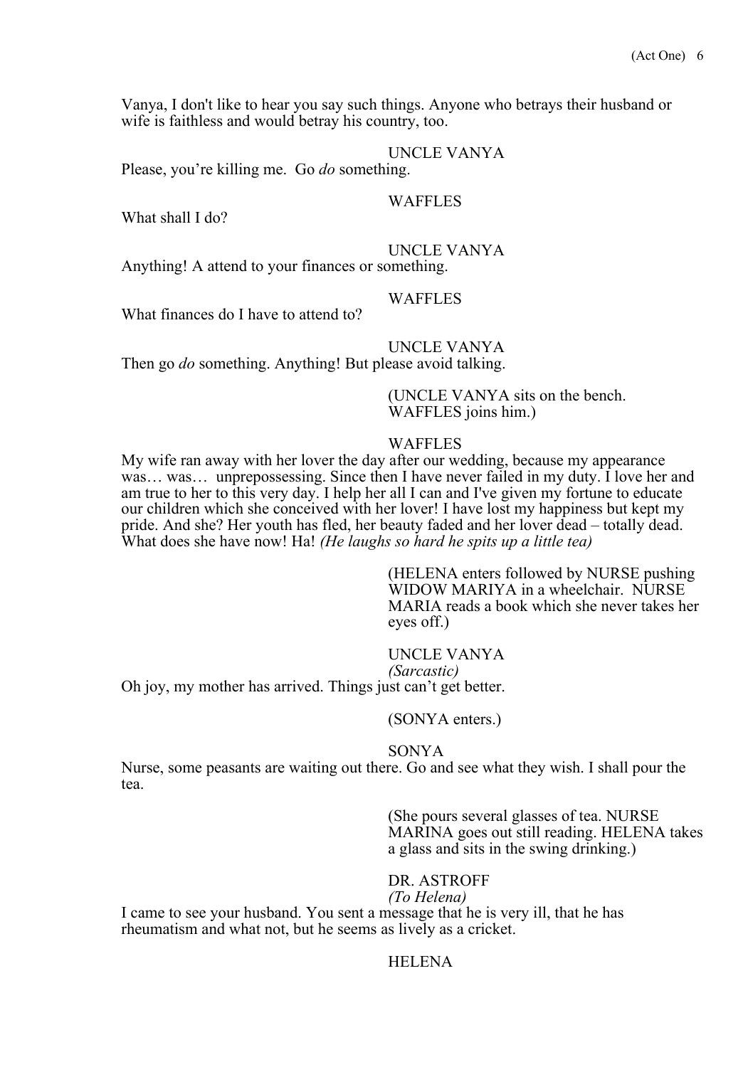Vanya, I don't like to hear you say such things. Anyone who betrays their husband or wife is faithless and would betray his country, too.

UNCLE VANYA

Please, you're killing me. Go *do* something.

WAFFLES

What shall I do?

UNCLE VANYA

Anything! A attend to your finances or something.

WAFFLES

What finances do I have to attend to?

UNCLE VANYA

Then go *do* something. Anything! But please avoid talking.

(UNCLE VANYA sits on the bench. WAFFLES joins him.)

WAFFLES

My wife ran away with her lover the day after our wedding, because my appearance was… was… unprepossessing. Since then I have never failed in my duty. I love her and am true to her to this very day. I help her all I can and I've given my fortune to educate our children which she conceived with her lover! I have lost my happiness but kept my pride. And she? Her youth has fled, her beauty faded and her lover dead – totally dead. What does she have now! Ha! *(He laughs so hard he spits up a little tea)*

(HELENA enters followed by NURSE pushing WIDOW MARIYA in a wheelchair. NURSE MARIA reads a book which she never takes her eyes off.)

UNCLE VANYA

*(Sarcastic)*

Oh joy, my mother has arrived. Things just can't get better.

(SONYA enters.)

SONYA

Nurse, some peasants are waiting out there. Go and see what they wish. I shall pour the tea.

(She pours several glasses of tea. NURSE MARINA goes out still reading. HELENA takes a glass and sits in the swing drinking.)

DR. ASTROFF

*(To Helena)*

I came to see your husband. You sent a message that he is very ill, that he has rheumatism and what not, but he seems as lively as a cricket.

HELENA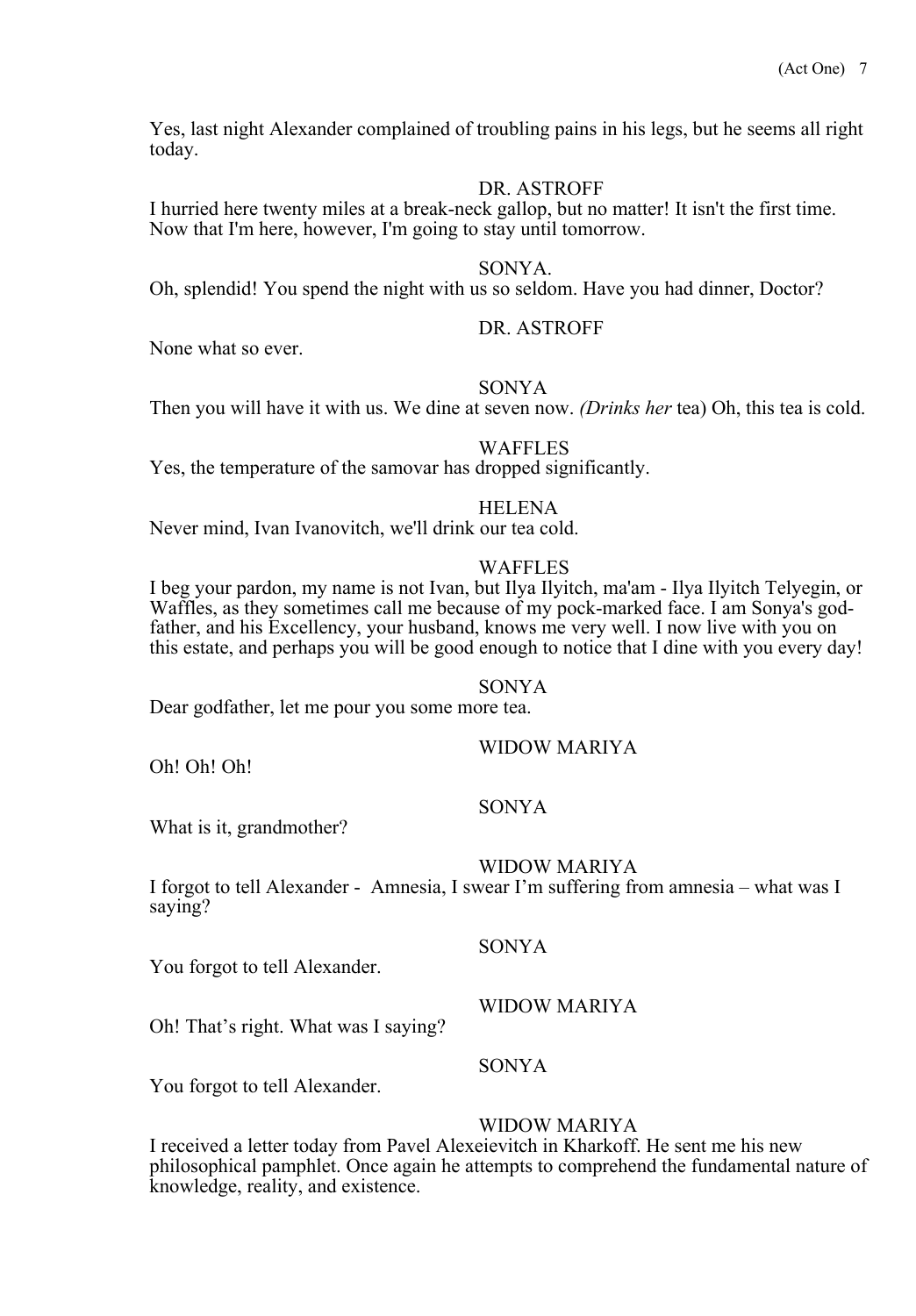Yes, last night Alexander complained of troubling pains in his legs, but he seems all right today.

DR. ASTROFF

I hurried here twenty miles at a break-neck gallop, but no matter! It isn't the first time. Now that I'm here, however, I'm going to stay until tomorrow.

SONYA.

Oh, splendid! You spend the night with us so seldom. Have you had dinner, Doctor?

DR. ASTROFF

None what so ever.

SONYA

Then you will have it with us. We dine at seven now. *(Drinks her* tea) Oh, this tea is cold.

WAFFLES

Yes, the temperature of the samovar has dropped significantly.

HELENA

Never mind, Ivan Ivanovitch, we'll drink our tea cold.

WAFFLES

I beg your pardon, my name is not Ivan, but Ilya Ilyitch, ma'am - Ilya Ilyitch Telyegin, or Waffles, as they sometimes call me because of my pock-marked face. I am Sonya's god-father, and his Excellency, your husband, knows me very well. I now live with you on this estate, and perhaps you will be good enough to notice that I dine with you every day!

SONYA

Dear godfather, let me pour you some more tea.

WIDOW MARIYA

Oh! Oh! Oh!

SONYA

What is it, grandmother?

WIDOW MARIYA

I forgot to tell Alexander - Amnesia, I swear I'm suffering from amnesia – what was I saying?

SONYA

You forgot to tell Alexander.

WIDOW MARIYA

Oh! That's right. What was I saying?

SONYA

You forgot to tell Alexander.

WIDOW MARIYA

I received a letter today from Pavel Alexeievitch in Kharkoff. He sent me his new philosophical pamphlet. Once again he attempts to comprehend the fundamental nature of knowledge, reality, and existence.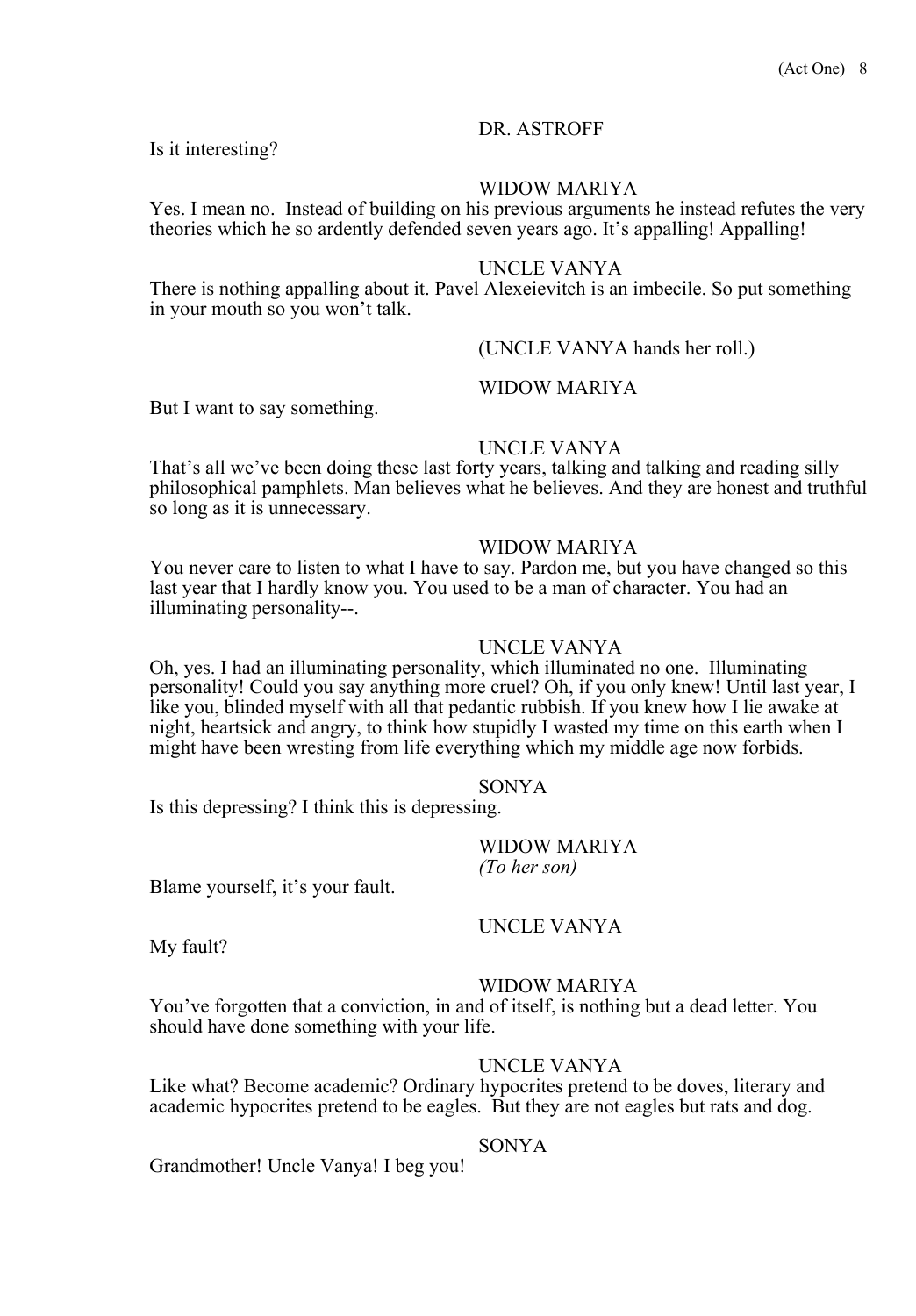DR. ASTROFF

Is it interesting?

WIDOW MARIYA

Yes. I mean no. Instead of building on his previous arguments he instead refutes the very theories which he so ardently defended seven years ago. It's appalling! Appalling!

UNCLE VANYA

There is nothing appalling about it. Pavel Alexeievitch is an imbecile. So put something in your mouth so you won't talk.

(UNCLE VANYA hands her roll.)

WIDOW MARIYA

But I want to say something.

UNCLE VANYA

That's all we've been doing these last forty years, talking and talking and reading silly philosophical pamphlets. Man believes what he believes. And they are honest and truthful so long as it is unnecessary.

WIDOW MARIYA

You never care to listen to what I have to say. Pardon me, but you have changed so this last year that I hardly know you. You used to be a man of character. You had an illuminating personality--.

UNCLE VANYA

Oh, yes. I had an illuminating personality, which illuminated no one. Illuminating personality! Could you say anything more cruel? Oh, if you only knew! Until last year, I like you, blinded myself with all that pedantic rubbish. If you knew how I lie awake at night, heartsick and angry, to think how stupidly I wasted my time on this earth when I might have been wresting from life everything which my middle age now forbids.

SONYA

Is this depressing? I think this is depressing.

WIDOW MARIYA

*(To her son)*

Blame yourself, it's your fault.

UNCLE VANYA

My fault?

WIDOW MARIYA

You've forgotten that a conviction, in and of itself, is nothing but a dead letter. You should have done something with your life.

UNCLE VANYA

Like what? Become academic? Ordinary hypocrites pretend to be doves, literary and academic hypocrites pretend to be eagles. But they are not eagles but rats and dog.

SONYA

Grandmother! Uncle Vanya! I beg you!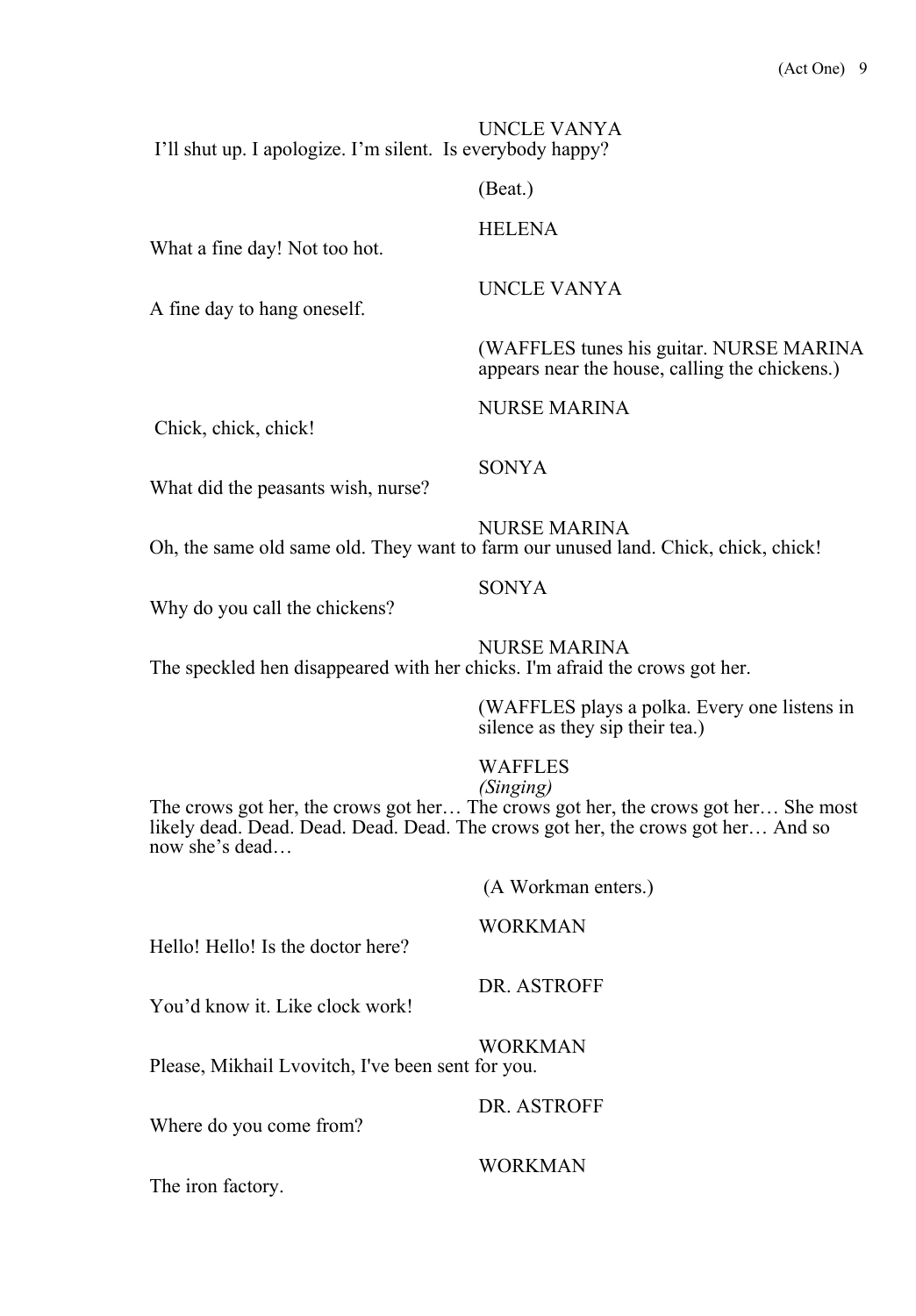UNCLE VANYA

I'll shut up. I apologize. I'm silent. Is everybody happy?

(Beat.)

HELENA

What a fine day! Not too hot.

UNCLE VANYA

A fine day to hang oneself.

(WAFFLES tunes his guitar. NURSE MARINA appears near the house, calling the chickens.)

NURSE MARINA

Chick, chick, chick!

SONYA

What did the peasants wish, nurse?

NURSE MARINA

Oh, the same old same old. They want to farm our unused land. Chick, chick, chick!

SONYA

Why do you call the chickens?

NURSE MARINA

The speckled hen disappeared with her chicks. I'm afraid the crows got her.

(WAFFLES plays a polka. Every one listens in silence as they sip their tea.)

WAFFLES

*(Singing)*

The crows got her, the crows got her… The crows got her, the crows got her… She most likely dead. Dead. Dead. Dead. Dead. The crows got her, the crows got her… And so now she's dead…

(A Workman enters.)

WORKMAN

Hello! Hello! Is the doctor here?

DR. ASTROFF

You'd know it. Like clock work!

WORKMAN

Please, Mikhail Lvovitch, I've been sent for you.

DR. ASTROFF

Where do you come from?

WORKMAN

The iron factory.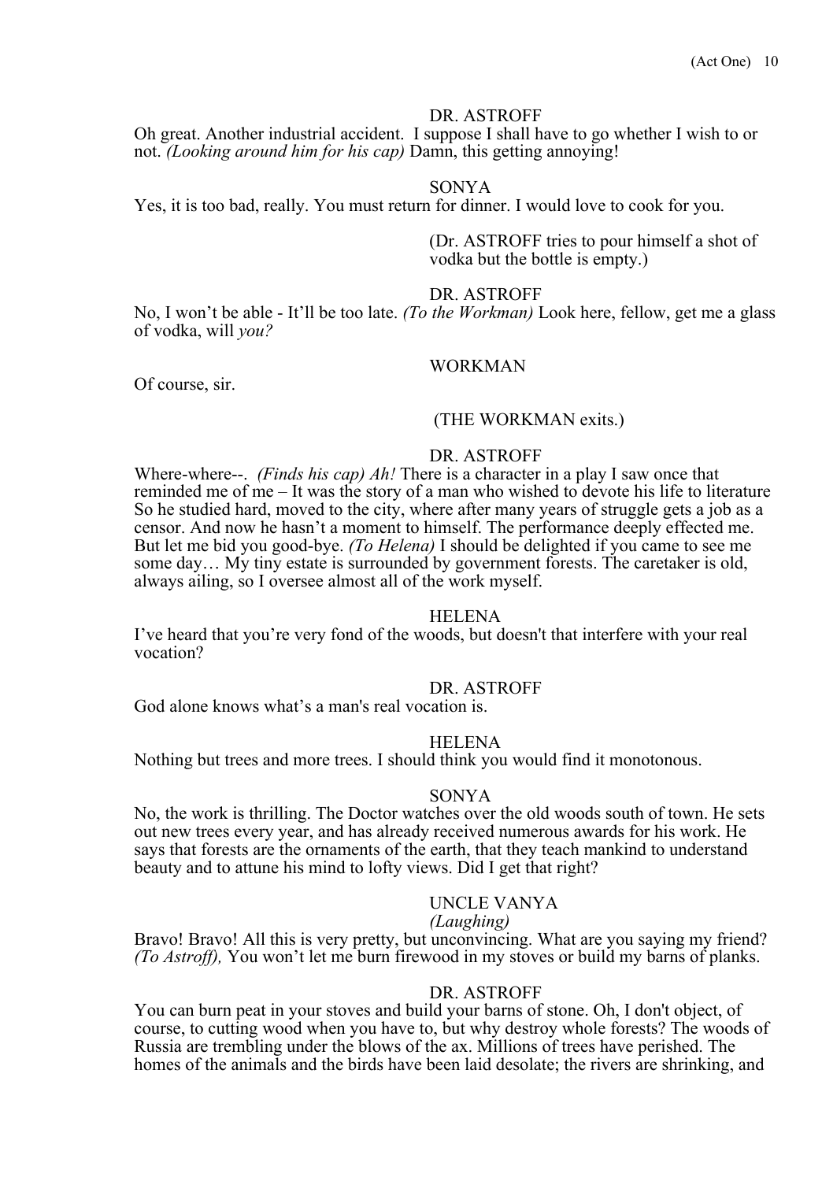DR. ASTROFF

Oh great. Another industrial accident. I suppose I shall have to go whether I wish to or not. *(Looking around him for his cap)* Damn, this getting annoying!

SONYA

Yes, it is too bad, really. You must return for dinner. I would love to cook for you.

(Dr. ASTROFF tries to pour himself a shot of vodka but the bottle is empty.)

DR. ASTROFF

No, I won't be able - It'll be too late. *(To the Workman)* Look here, fellow, get me a glass of vodka, will *you?*

WORKMAN

Of course, sir.

(THE WORKMAN exits.)

DR. ASTROFF

Where-where--. *(Finds his cap) Ah!* There is a character in a play I saw once that reminded me of me – It was the story of a man who wished to devote his life to literature So he studied hard, moved to the city, where after many years of struggle gets a job as a censor. And now he hasn't a moment to himself. The performance deeply effected me. But let me bid you good-bye. *(To Helena)* I should be delighted if you came to see me some day… My tiny estate is surrounded by government forests. The caretaker is old, always ailing, so I oversee almost all of the work myself.

HELENA

I've heard that you're very fond of the woods, but doesn't that interfere with your real vocation?

DR. ASTROFF

God alone knows what's a man's real vocation is.

HELENA

Nothing but trees and more trees. I should think you would find it monotonous.

SONYA

No, the work is thrilling. The Doctor watches over the old woods south of town. He sets out new trees every year, and has already received numerous awards for his work. He says that forests are the ornaments of the earth, that they teach mankind to understand beauty and to attune his mind to lofty views. Did I get that right?

UNCLE VANYA

*(Laughing)*

Bravo! Bravo! All this is very pretty, but unconvincing. What are you saying my friend? *(To Astroff),* You won't let me burn firewood in my stoves or build my barns of planks.

DR. ASTROFF

You can burn peat in your stoves and build your barns of stone. Oh, I don't object, of course, to cutting wood when you have to, but why destroy whole forests? The woods of Russia are trembling under the blows of the ax. Millions of trees have perished. The homes of the animals and the birds have been laid desolate; the rivers are shrinking, and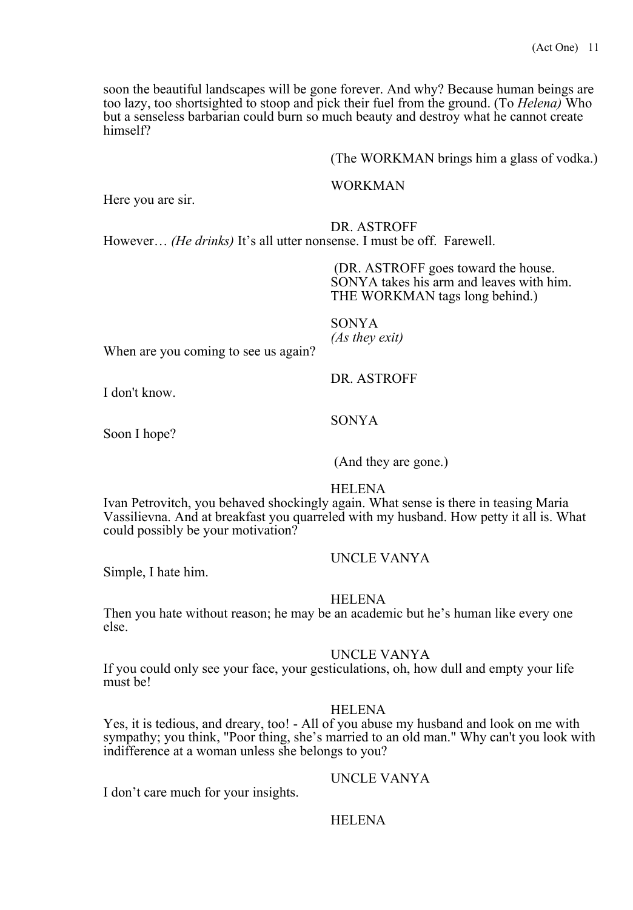soon the beautiful landscapes will be gone forever. And why? Because human beings are too lazy, too shortsighted to stoop and pick their fuel from the ground. (To *Helena)* Who but a senseless barbarian could burn so much beauty and destroy what he cannot create himself?

(The WORKMAN brings him a glass of vodka.)

WORKMAN

Here you are sir.

DR. ASTROFF

However… *(He drinks)* It's all utter nonsense. I must be off. Farewell.

(DR. ASTROFF goes toward the house. SONYA takes his arm and leaves with him. THE WORKMAN tags long behind.)

SONYA
*(As they exit)*

When are you coming to see us again?

DR. ASTROFF

I don't know.

SONYA

Soon I hope?

(And they are gone.)

HELENA

Ivan Petrovitch, you behaved shockingly again. What sense is there in teasing Maria Vassilievna. And at breakfast you quarreled with my husband. How petty it all is. What could possibly be your motivation?

UNCLE VANYA

Simple, I hate him.

HELENA

Then you hate without reason; he may be an academic but he's human like every one else.

UNCLE VANYA

If you could only see your face, your gesticulations, oh, how dull and empty your life must be!

HELENA

Yes, it is tedious, and dreary, too! - All of you abuse my husband and look on me with sympathy; you think, "Poor thing, she's married to an old man." Why can't you look with indifference at a woman unless she belongs to you?

UNCLE VANYA

I don't care much for your insights.

HELENA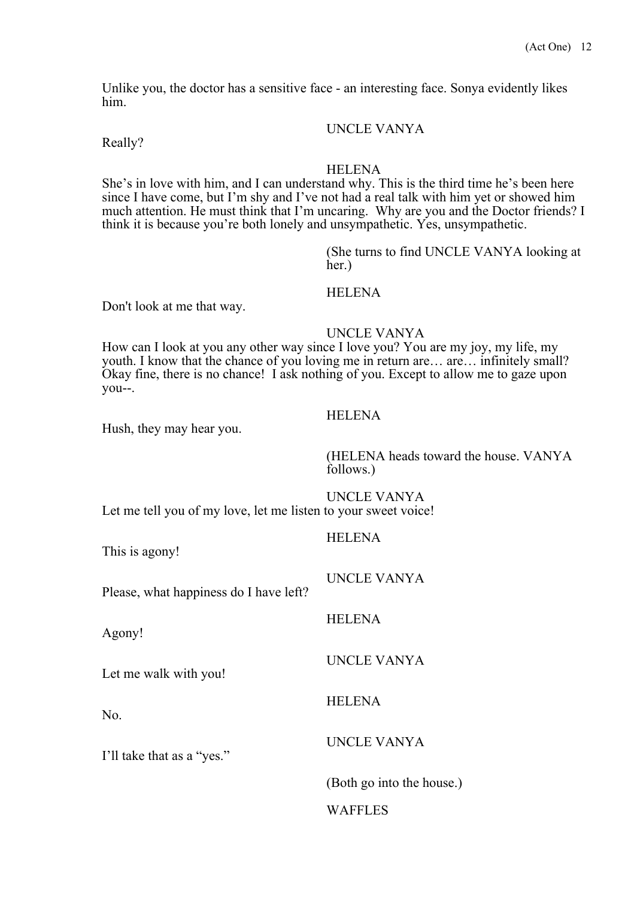Unlike you, the doctor has a sensitive face - an interesting face. Sonya evidently likes him.

UNCLE VANYA

Really?

HELENA

She's in love with him, and I can understand why. This is the third time he's been here since I have come, but I'm shy and I've not had a real talk with him yet or showed him much attention. He must think that I'm uncaring. Why are you and the Doctor friends? I think it is because you're both lonely and unsympathetic. Yes, unsympathetic.

(She turns to find UNCLE VANYA looking at her.)

HELENA

Don't look at me that way.

UNCLE VANYA

How can I look at you any other way since I love you? You are my joy, my life, my youth. I know that the chance of you loving me in return are… are… infinitely small? Okay fine, there is no chance! I ask nothing of you. Except to allow me to gaze upon you--.

HELENA

Hush, they may hear you.

(HELENA heads toward the house. VANYA follows.)

UNCLE VANYA

Let me tell you of my love, let me listen to your sweet voice!

HELENA

This is agony!

UNCLE VANYA

Please, what happiness do I have left?

HELENA

Agony!

UNCLE VANYA

Let me walk with you!

HELENA

No.

UNCLE VANYA

I'll take that as a "yes."

(Both go into the house.)

WAFFLES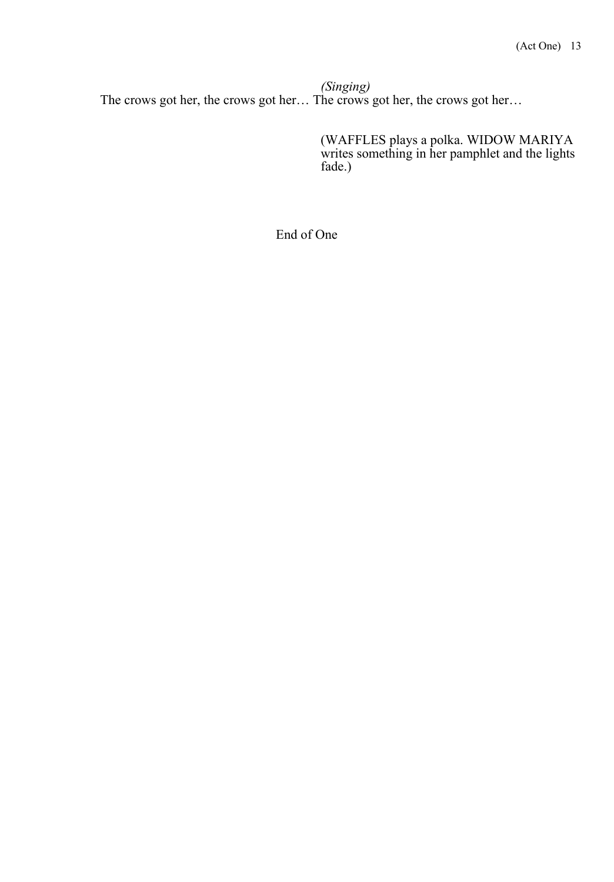*(Singing)*

The crows got her, the crows got her… The crows got her, the crows got her…

(WAFFLES plays a polka. WIDOW MARIYA writes something in her pamphlet and the lights fade.)

End of One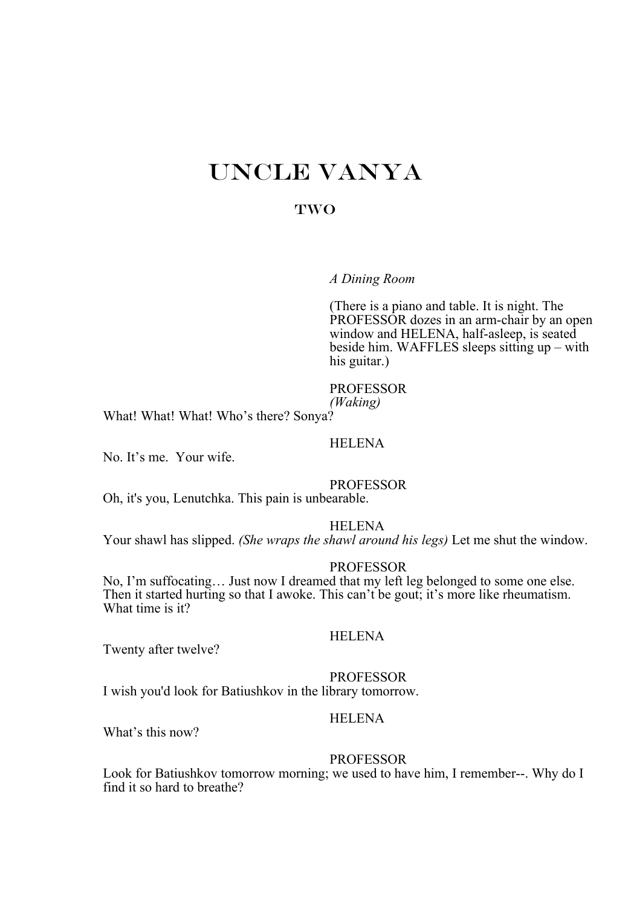# UNCLE VANYA

## TWO

*A Dining Room*

(There is a piano and table. It is night. The PROFESSOR dozes in an arm-chair by an open window and HELENA, half-asleep, is seated beside him. WAFFLES sleeps sitting up – with his guitar.)

PROFESSOR
*(Waking)*
What! What! What! Who's there? Sonya?

HELENA
No. It's me. Your wife.

PROFESSOR
Oh, it's you, Lenutchka. This pain is unbearable.

HELENA
Your shawl has slipped. *(She wraps the shawl around his legs)* Let me shut the window.

PROFESSOR
No, I'm suffocating… Just now I dreamed that my left leg belonged to some one else. Then it started hurting so that I awoke. This can't be gout; it's more like rheumatism. What time is it?

HELENA
Twenty after twelve?

PROFESSOR
I wish you'd look for Batiushkov in the library tomorrow.

HELENA
What's this now?

PROFESSOR
Look for Batiushkov tomorrow morning; we used to have him, I remember--. Why do I find it so hard to breathe?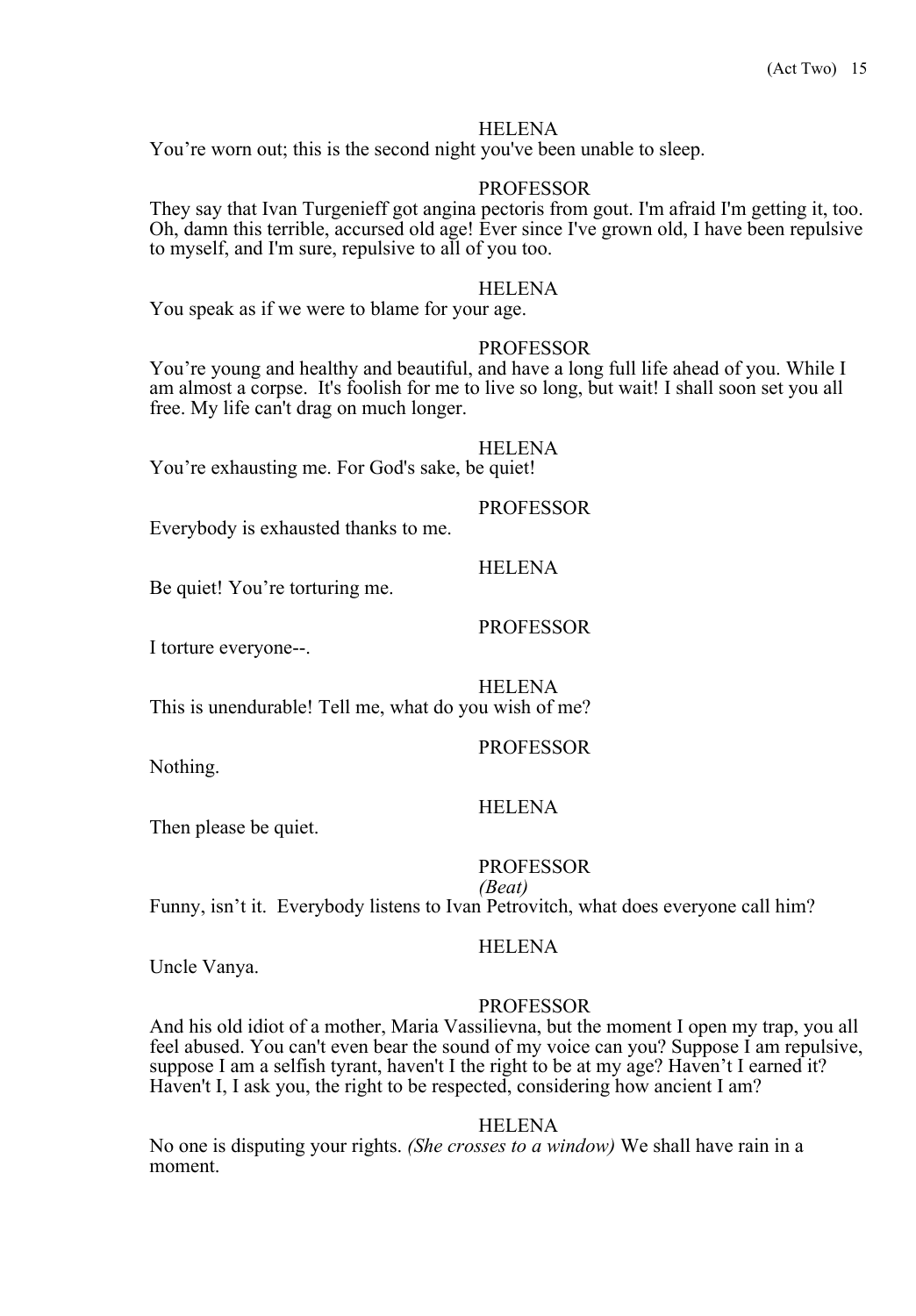HELENA

You're worn out; this is the second night you've been unable to sleep.

PROFESSOR

They say that Ivan Turgenieff got angina pectoris from gout. I'm afraid I'm getting it, too. Oh, damn this terrible, accursed old age! Ever since I've grown old, I have been repulsive to myself, and I'm sure, repulsive to all of you too.

HELENA

You speak as if we were to blame for your age.

PROFESSOR

You're young and healthy and beautiful, and have a long full life ahead of you. While I am almost a corpse. It's foolish for me to live so long, but wait! I shall soon set you all free. My life can't drag on much longer.

HELENA

You're exhausting me. For God's sake, be quiet!

PROFESSOR

Everybody is exhausted thanks to me.

HELENA

Be quiet! You're torturing me.

PROFESSOR

I torture everyone--.

HELENA

This is unendurable! Tell me, what do you wish of me?

PROFESSOR

Nothing.

HELENA

Then please be quiet.

PROFESSOR

*(Beat)*

Funny, isn't it. Everybody listens to Ivan Petrovitch, what does everyone call him?

HELENA

Uncle Vanya.

PROFESSOR

And his old idiot of a mother, Maria Vassilievna, but the moment I open my trap, you all feel abused. You can't even bear the sound of my voice can you? Suppose I am repulsive, suppose I am a selfish tyrant, haven't I the right to be at my age? Haven't I earned it? Haven't I, I ask you, the right to be respected, considering how ancient I am?

HELENA

No one is disputing your rights. *(She crosses to a window)* We shall have rain in a moment.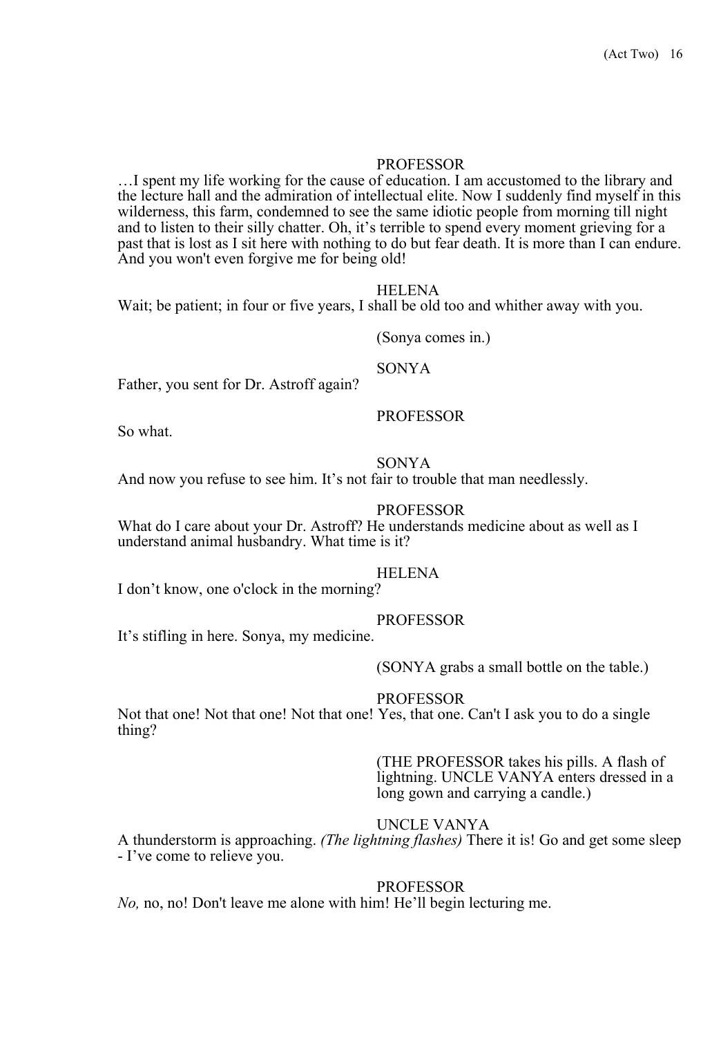PROFESSOR

…I spent my life working for the cause of education. I am accustomed to the library and the lecture hall and the admiration of intellectual elite. Now I suddenly find myself in this wilderness, this farm, condemned to see the same idiotic people from morning till night and to listen to their silly chatter. Oh, it's terrible to spend every moment grieving for a past that is lost as I sit here with nothing to do but fear death. It is more than I can endure. And you won't even forgive me for being old!

HELENA

Wait; be patient; in four or five years, I shall be old too and whither away with you.

(Sonya comes in.)

SONYA

Father, you sent for Dr. Astroff again?

PROFESSOR

So what.

SONYA

And now you refuse to see him. It's not fair to trouble that man needlessly.

PROFESSOR

What do I care about your Dr. Astroff? He understands medicine about as well as I understand animal husbandry. What time is it?

HELENA

I don't know, one o'clock in the morning?

PROFESSOR

It's stifling in here. Sonya, my medicine.

(SONYA grabs a small bottle on the table.)

PROFESSOR

Not that one! Not that one! Not that one! Yes, that one. Can't I ask you to do a single thing?

(THE PROFESSOR takes his pills. A flash of lightning. UNCLE VANYA enters dressed in a long gown and carrying a candle.)

UNCLE VANYA

A thunderstorm is approaching. *(The lightning flashes)* There it is! Go and get some sleep - I've come to relieve you.

PROFESSOR

*No,* no, no! Don't leave me alone with him! He'll begin lecturing me.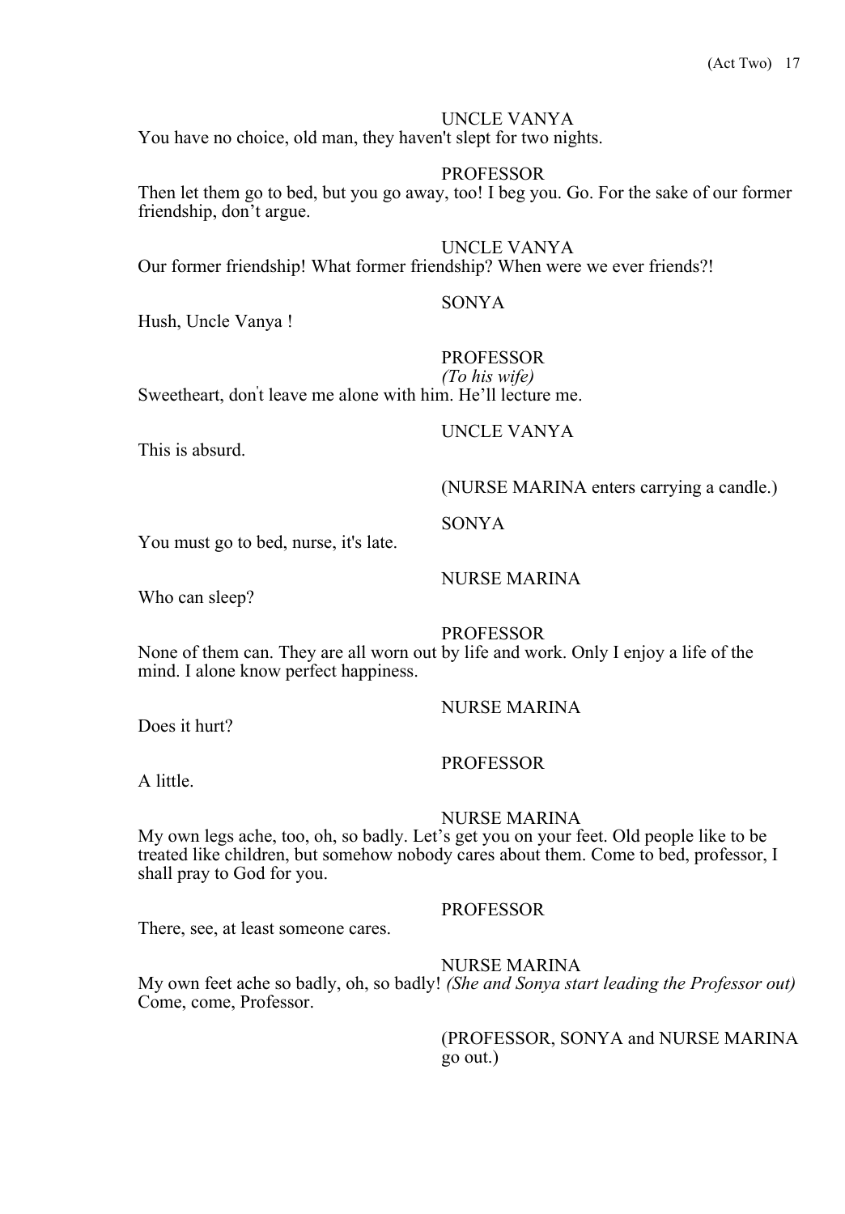UNCLE VANYA

You have no choice, old man, they haven't slept for two nights.

PROFESSOR

Then let them go to bed, but you go away, too! I beg you. Go. For the sake of our former friendship, don't argue.

UNCLE VANYA

Our former friendship! What former friendship? When were we ever friends?!

SONYA

Hush, Uncle Vanya !

PROFESSOR

*(To his wife)*

Sweetheart, don't leave me alone with him. He'll lecture me.

UNCLE VANYA

This is absurd.

(NURSE MARINA enters carrying a candle.)

SONYA

You must go to bed, nurse, it's late.

NURSE MARINA

Who can sleep?

PROFESSOR

None of them can. They are all worn out by life and work. Only I enjoy a life of the mind. I alone know perfect happiness.

NURSE MARINA

Does it hurt?

PROFESSOR

A little.

NURSE MARINA

My own legs ache, too, oh, so badly. Let's get you on your feet. Old people like to be treated like children, but somehow nobody cares about them. Come to bed, professor, I shall pray to God for you.

PROFESSOR

There, see, at least someone cares.

NURSE MARINA

My own feet ache so badly, oh, so badly! *(She and Sonya start leading the Professor out)* Come, come, Professor.

(PROFESSOR, SONYA and NURSE MARINA go out.)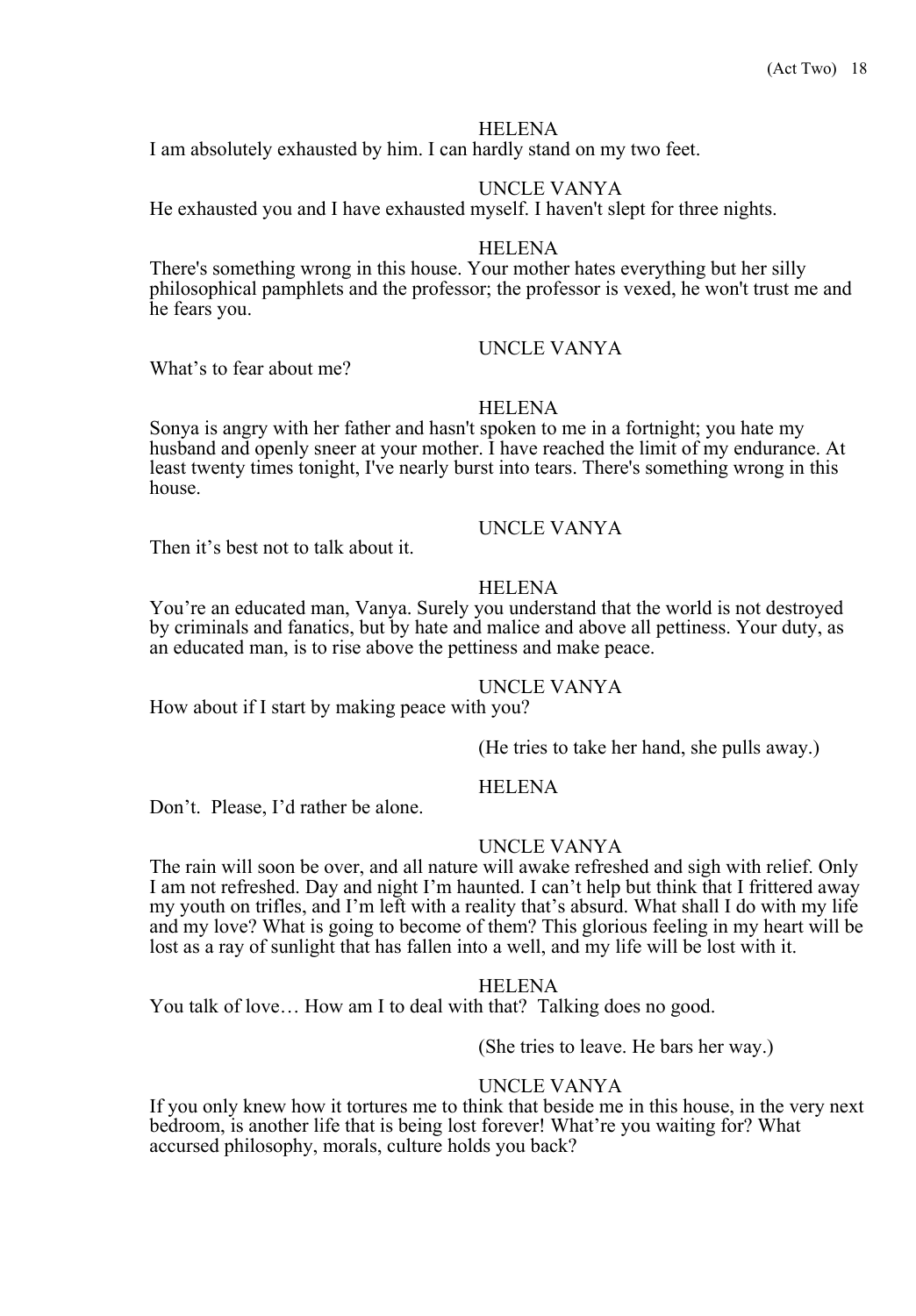HELENA

I am absolutely exhausted by him. I can hardly stand on my two feet.

UNCLE VANYA

He exhausted you and I have exhausted myself. I haven't slept for three nights.

HELENA

There's something wrong in this house. Your mother hates everything but her silly philosophical pamphlets and the professor; the professor is vexed, he won't trust me and he fears you.

UNCLE VANYA

What's to fear about me?

HELENA

Sonya is angry with her father and hasn't spoken to me in a fortnight; you hate my husband and openly sneer at your mother. I have reached the limit of my endurance. At least twenty times tonight, I've nearly burst into tears. There's something wrong in this house.

UNCLE VANYA

Then it's best not to talk about it.

HELENA

You're an educated man, Vanya. Surely you understand that the world is not destroyed by criminals and fanatics, but by hate and malice and above all pettiness. Your duty, as an educated man, is to rise above the pettiness and make peace.

UNCLE VANYA

How about if I start by making peace with you?

(He tries to take her hand, she pulls away.)

HELENA

Don't. Please, I'd rather be alone.

UNCLE VANYA

The rain will soon be over, and all nature will awake refreshed and sigh with relief. Only I am not refreshed. Day and night I'm haunted. I can't help but think that I frittered away my youth on trifles, and I'm left with a reality that's absurd. What shall I do with my life and my love? What is going to become of them? This glorious feeling in my heart will be lost as a ray of sunlight that has fallen into a well, and my life will be lost with it.

HELENA

You talk of love… How am I to deal with that? Talking does no good.

(She tries to leave. He bars her way.)

UNCLE VANYA

If you only knew how it tortures me to think that beside me in this house, in the very next bedroom, is another life that is being lost forever! What're you waiting for? What accursed philosophy, morals, culture holds you back?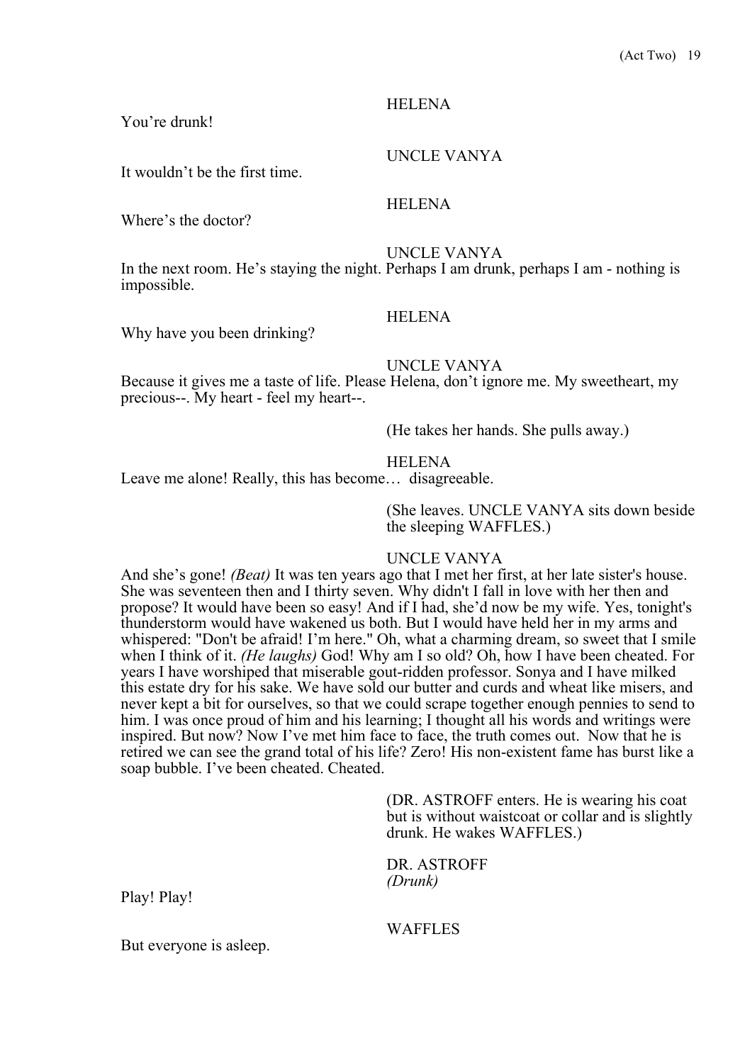HELENA

You're drunk!

UNCLE VANYA

It wouldn't be the first time.

HELENA

Where's the doctor?

UNCLE VANYA

In the next room. He's staying the night. Perhaps I am drunk, perhaps I am - nothing is impossible.

HELENA

Why have you been drinking?

UNCLE VANYA

Because it gives me a taste of life. Please Helena, don't ignore me. My sweetheart, my precious--. My heart - feel my heart--.

(He takes her hands. She pulls away.)

HELENA

Leave me alone! Really, this has become… disagreeable.

(She leaves. UNCLE VANYA sits down beside the sleeping WAFFLES.)

UNCLE VANYA

And she's gone! *(Beat)* It was ten years ago that I met her first, at her late sister's house. She was seventeen then and I thirty seven. Why didn't I fall in love with her then and propose? It would have been so easy! And if I had, she'd now be my wife. Yes, tonight's thunderstorm would have wakened us both. But I would have held her in my arms and whispered: "Don't be afraid! I'm here." Oh, what a charming dream, so sweet that I smile when I think of it. *(He laughs)* God! Why am I so old? Oh, how I have been cheated. For years I have worshiped that miserable gout-ridden professor. Sonya and I have milked this estate dry for his sake. We have sold our butter and curds and wheat like misers, and never kept a bit for ourselves, so that we could scrape together enough pennies to send to him. I was once proud of him and his learning; I thought all his words and writings were inspired. But now? Now I've met him face to face, the truth comes out. Now that he is retired we can see the grand total of his life? Zero! His non-existent fame has burst like a soap bubble. I've been cheated. Cheated.

(DR. ASTROFF enters. He is wearing his coat but is without waistcoat or collar and is slightly drunk. He wakes WAFFLES.)

DR. ASTROFF
*(Drunk)*

Play! Play!

WAFFLES

But everyone is asleep.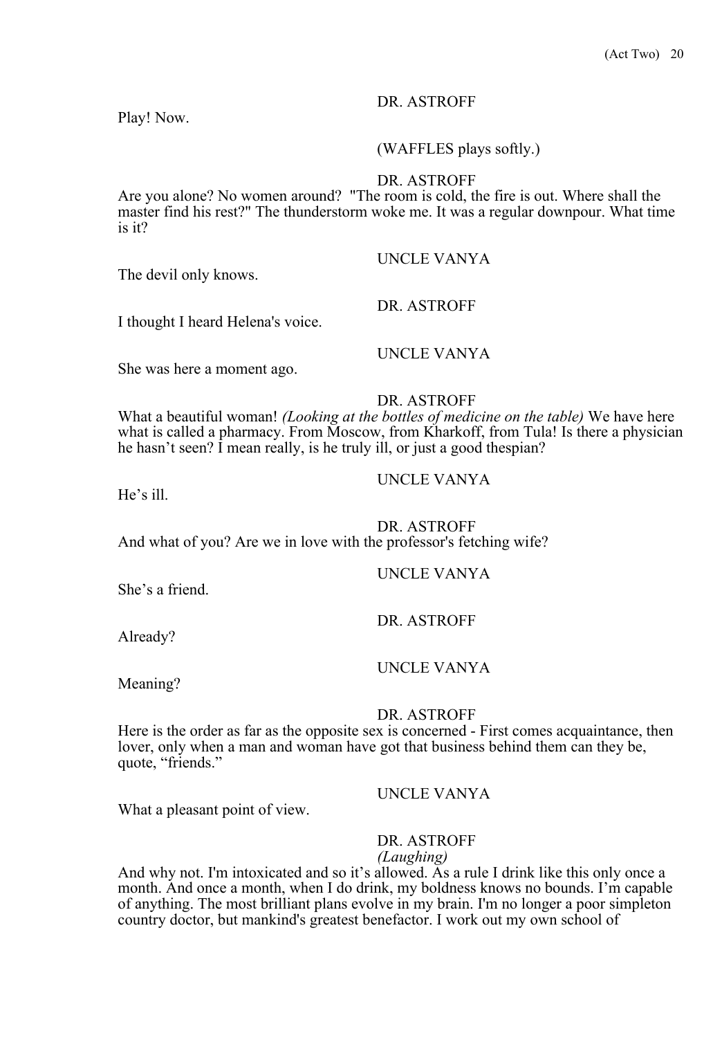DR. ASTROFF

Play! Now.

(WAFFLES plays softly.)

DR. ASTROFF

Are you alone? No women around? "The room is cold, the fire is out. Where shall the master find his rest?" The thunderstorm woke me. It was a regular downpour. What time is it?

UNCLE VANYA

The devil only knows.

DR. ASTROFF

I thought I heard Helena's voice.

UNCLE VANYA

She was here a moment ago.

DR. ASTROFF

What a beautiful woman! *(Looking at the bottles of medicine on the table)* We have here what is called a pharmacy. From Moscow, from Kharkoff, from Tula! Is there a physician he hasn't seen? I mean really, is he truly ill, or just a good thespian?

UNCLE VANYA

He's ill.

DR. ASTROFF

And what of you? Are we in love with the professor's fetching wife?

UNCLE VANYA

She's a friend.

DR. ASTROFF

Already?

UNCLE VANYA

Meaning?

DR. ASTROFF

Here is the order as far as the opposite sex is concerned - First comes acquaintance, then lover, only when a man and woman have got that business behind them can they be, quote, "friends."

UNCLE VANYA

What a pleasant point of view.

DR. ASTROFF
*(Laughing)*

And why not. I'm intoxicated and so it's allowed. As a rule I drink like this only once a month. And once a month, when I do drink, my boldness knows no bounds. I'm capable of anything. The most brilliant plans evolve in my brain. I'm no longer a poor simpleton country doctor, but mankind's greatest benefactor. I work out my own school of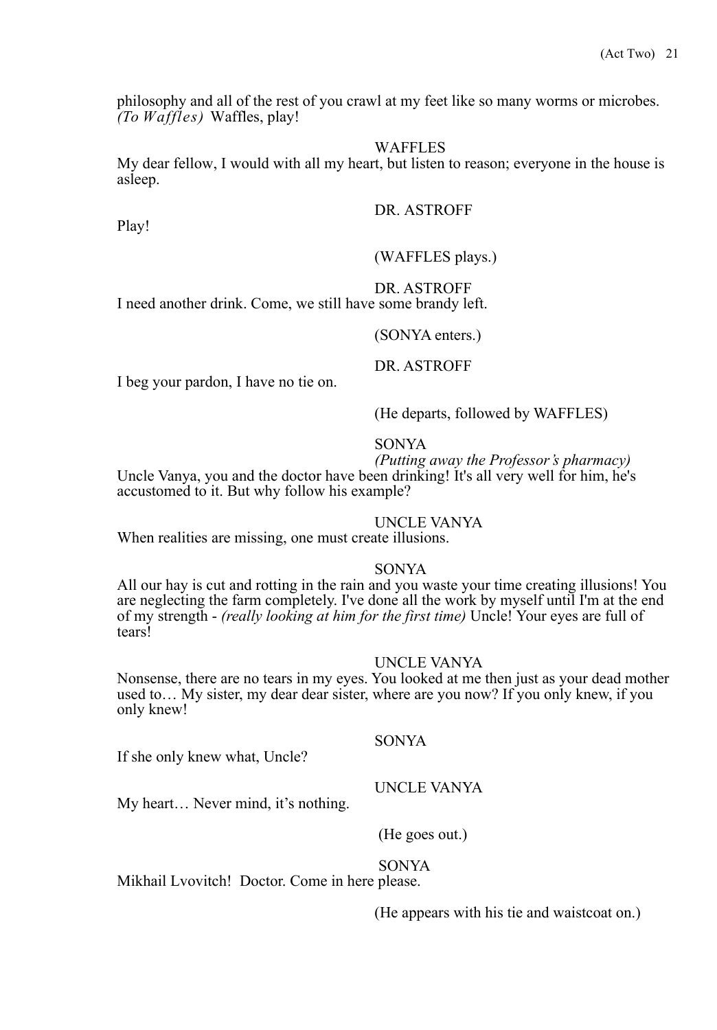philosophy and all of the rest of you crawl at my feet like so many worms or microbes. *(To Waffles)* Waffles, play!

WAFFLES

My dear fellow, I would with all my heart, but listen to reason; everyone in the house is asleep.

DR. ASTROFF

Play!

(WAFFLES plays.)

DR. ASTROFF

I need another drink. Come, we still have some brandy left.

(SONYA enters.)

DR. ASTROFF

I beg your pardon, I have no tie on.

(He departs, followed by WAFFLES)

SONYA

*(Putting away the Professor's pharmacy)*

Uncle Vanya, you and the doctor have been drinking! It's all very well for him, he's accustomed to it. But why follow his example?

UNCLE VANYA

When realities are missing, one must create illusions.

SONYA

All our hay is cut and rotting in the rain and you waste your time creating illusions! You are neglecting the farm completely. I've done all the work by myself until I'm at the end of my strength - *(really looking at him for the first time)* Uncle! Your eyes are full of tears!

UNCLE VANYA

Nonsense, there are no tears in my eyes. You looked at me then just as your dead mother used to… My sister, my dear dear sister, where are you now? If you only knew, if you only knew!

SONYA

If she only knew what, Uncle?

UNCLE VANYA

My heart… Never mind, it's nothing.

(He goes out.)

SONYA

Mikhail Lvovitch! Doctor. Come in here please.

(He appears with his tie and waistcoat on.)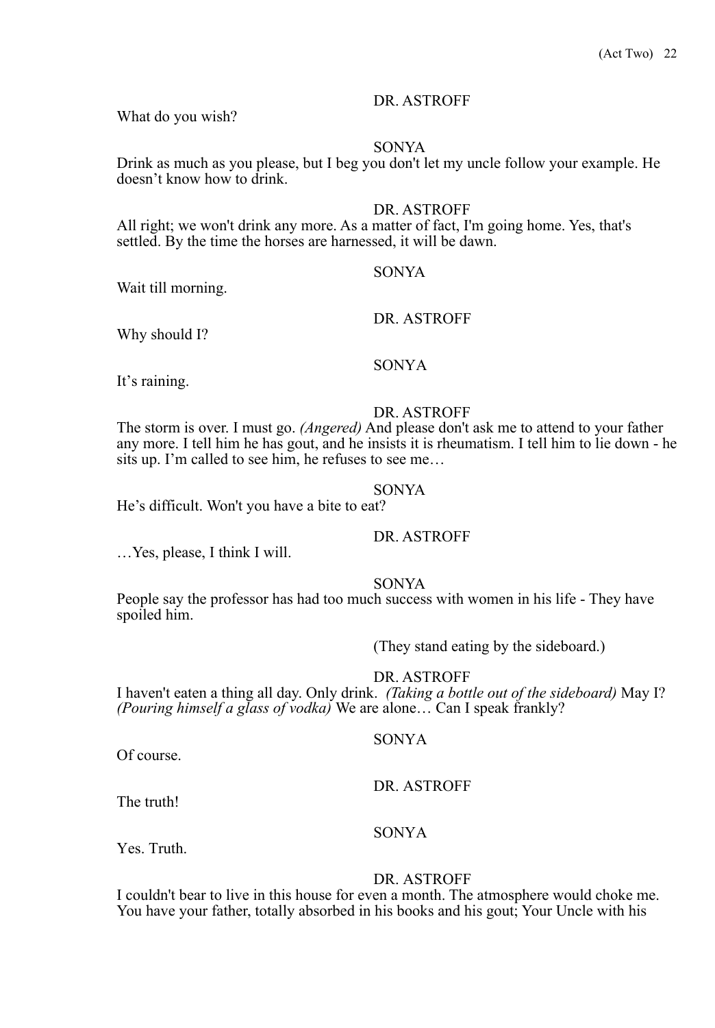DR. ASTROFF

What do you wish?

SONYA

Drink as much as you please, but I beg you don't let my uncle follow your example. He doesn’t know how to drink.

DR. ASTROFF

All right; we won't drink any more. As a matter of fact, I'm going home. Yes, that's settled. By the time the horses are harnessed, it will be dawn.

SONYA

Wait till morning.

DR. ASTROFF

Why should I?

SONYA

It’s raining.

DR. ASTROFF

The storm is over. I must go. *(Angered)* And please don't ask me to attend to your father any more. I tell him he has gout, and he insists it is rheumatism. I tell him to lie down - he sits up. I’m called to see him, he refuses to see me…

SONYA

He’s difficult. Won't you have a bite to eat?

DR. ASTROFF

…Yes, please, I think I will.

SONYA

People say the professor has had too much success with women in his life - They have spoiled him.

(They stand eating by the sideboard.)

DR. ASTROFF

I haven't eaten a thing all day. Only drink. *(Taking a bottle out of the sideboard)* May I? *(Pouring himself a glass of vodka)* We are alone… Can I speak frankly?

SONYA

Of course.

DR. ASTROFF

The truth!

SONYA

Yes. Truth.

DR. ASTROFF

I couldn't bear to live in this house for even a month. The atmosphere would choke me. You have your father, totally absorbed in his books and his gout; Your Uncle with his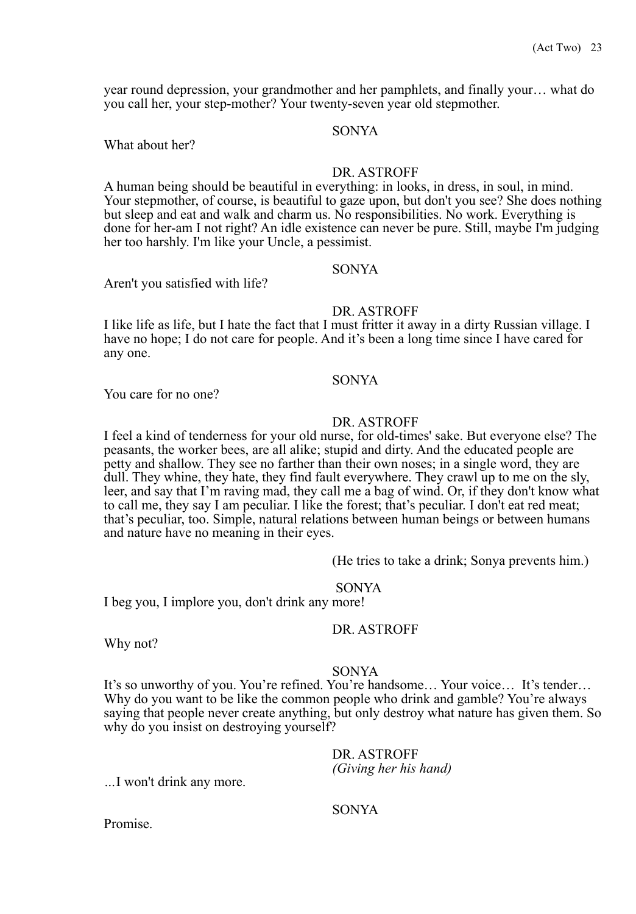year round depression, your grandmother and her pamphlets, and finally your… what do you call her, your step-mother? Your twenty-seven year old stepmother.

SONYA

What about her?

DR. ASTROFF

A human being should be beautiful in everything: in looks, in dress, in soul, in mind. Your stepmother, of course, is beautiful to gaze upon, but don't you see? She does nothing but sleep and eat and walk and charm us. No responsibilities. No work. Everything is done for her-am I not right? An idle existence can never be pure. Still, maybe I'm judging her too harshly. I'm like your Uncle, a pessimist.

SONYA

Aren't you satisfied with life?

DR. ASTROFF

I like life as life, but I hate the fact that I must fritter it away in a dirty Russian village. I have no hope; I do not care for people. And it's been a long time since I have cared for any one.

SONYA

You care for no one?

DR. ASTROFF

I feel a kind of tenderness for your old nurse, for old-times' sake. But everyone else? The peasants, the worker bees, are all alike; stupid and dirty. And the educated people are petty and shallow. They see no farther than their own noses; in a single word, they are dull. They whine, they hate, they find fault everywhere. They crawl up to me on the sly, leer, and say that I'm raving mad, they call me a bag of wind. Or, if they don't know what to call me, they say I am peculiar. I like the forest; that's peculiar. I don't eat red meat; that's peculiar, too. Simple, natural relations between human beings or between humans and nature have no meaning in their eyes.

(He tries to take a drink; Sonya prevents him.)

SONYA

I beg you, I implore you, don't drink any more!

DR. ASTROFF

Why not?

SONYA

It's so unworthy of you. You're refined. You're handsome… Your voice… It's tender… Why do you want to be like the common people who drink and gamble? You're always saying that people never create anything, but only destroy what nature has given them. So why do you insist on destroying yourself?

DR. ASTROFF
*(Giving her his hand)*

...I won't drink any more.

SONYA

Promise.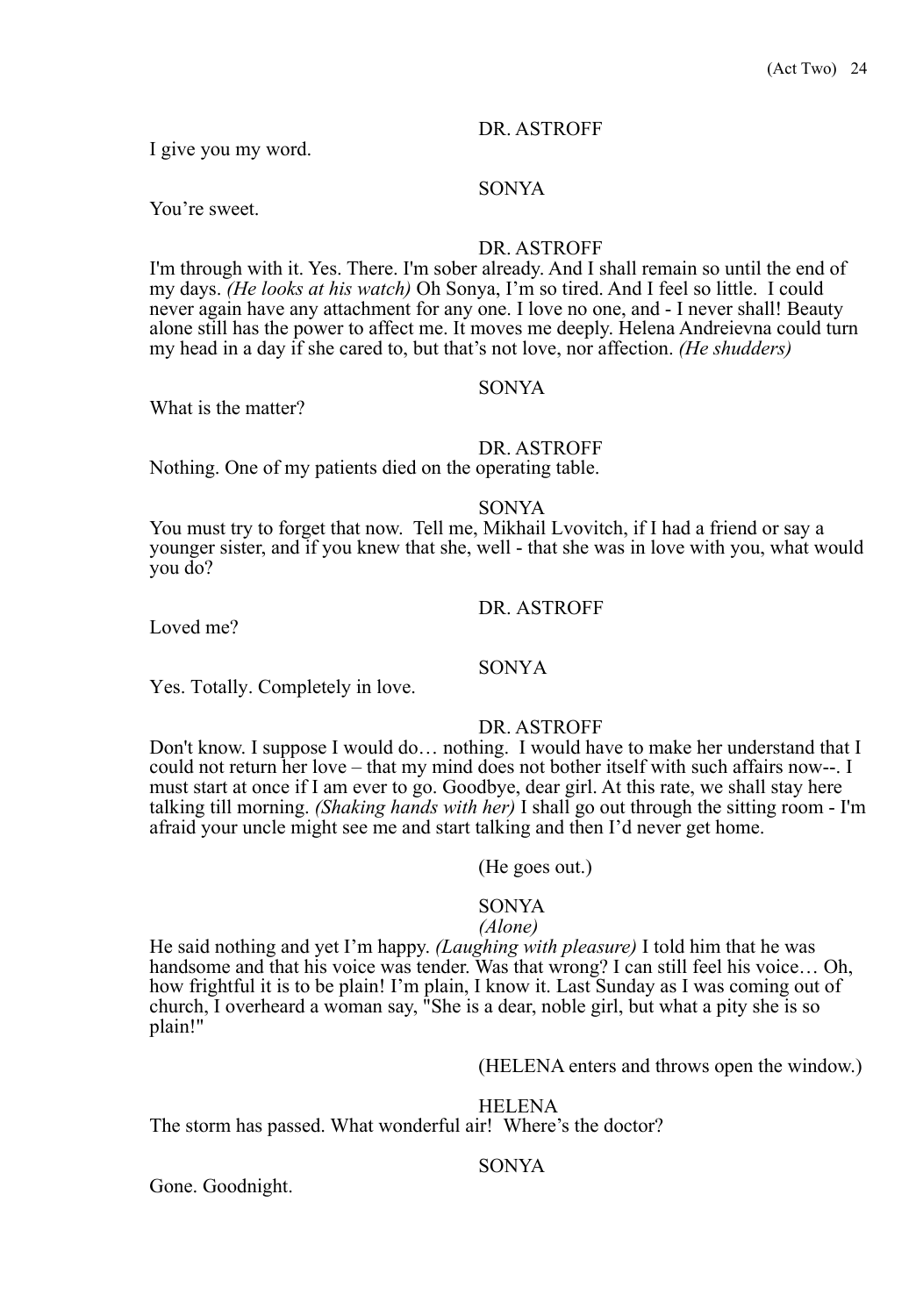DR. ASTROFF

I give you my word.

SONYA

You're sweet.

DR. ASTROFF

I'm through with it. Yes. There. I'm sober already. And I shall remain so until the end of my days. *(He looks at his watch)* Oh Sonya, I'm so tired. And I feel so little. I could never again have any attachment for any one. I love no one, and - I never shall! Beauty alone still has the power to affect me. It moves me deeply. Helena Andreievna could turn my head in a day if she cared to, but that's not love, nor affection. *(He shudders)*

SONYA

What is the matter?

DR. ASTROFF

Nothing. One of my patients died on the operating table.

SONYA

You must try to forget that now. Tell me, Mikhail Lvovitch, if I had a friend or say a younger sister, and if you knew that she, well - that she was in love with you, what would you do?

DR. ASTROFF

Loved me?

SONYA

Yes. Totally. Completely in love.

DR. ASTROFF

Don't know. I suppose I would do… nothing. I would have to make her understand that I could not return her love – that my mind does not bother itself with such affairs now--. I must start at once if I am ever to go. Goodbye, dear girl. At this rate, we shall stay here talking till morning. *(Shaking hands with her)* I shall go out through the sitting room - I'm afraid your uncle might see me and start talking and then I'd never get home.

(He goes out.)

SONYA
*(Alone)*

He said nothing and yet I'm happy. *(Laughing with pleasure)* I told him that he was handsome and that his voice was tender. Was that wrong? I can still feel his voice… Oh, how frightful it is to be plain! I'm plain, I know it. Last Sunday as I was coming out of church, I overheard a woman say, "She is a dear, noble girl, but what a pity she is so plain!"

(HELENA enters and throws open the window.)

HELENA

The storm has passed. What wonderful air! Where's the doctor?

SONYA

Gone. Goodnight.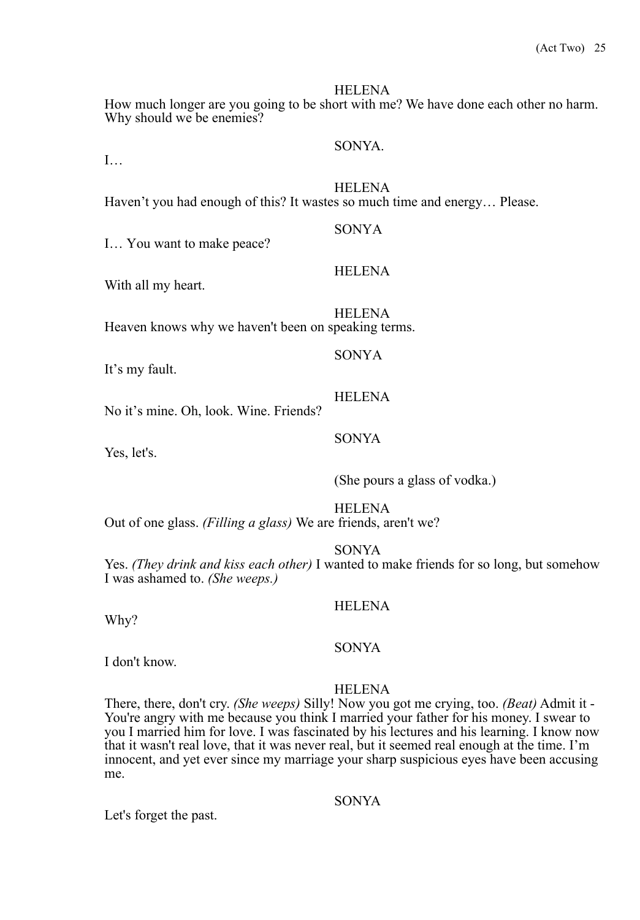HELENA

How much longer are you going to be short with me? We have done each other no harm. Why should we be enemies?

SONYA.

I…

HELENA

Haven't you had enough of this? It wastes so much time and energy… Please.

SONYA

I… You want to make peace?

HELENA

With all my heart.

HELENA

Heaven knows why we haven't been on speaking terms.

SONYA

It's my fault.

HELENA

No it's mine. Oh, look. Wine. Friends?

SONYA

Yes, let's.

(She pours a glass of vodka.)

HELENA

Out of one glass. *(Filling a glass)* We are friends, aren't we?

SONYA

Yes. *(They drink and kiss each other)* I wanted to make friends for so long, but somehow I was ashamed to. *(She weeps.)*

HELENA

Why?

SONYA

I don't know.

HELENA

There, there, don't cry. *(She weeps)* Silly! Now you got me crying, too. *(Beat)* Admit it - You're angry with me because you think I married your father for his money. I swear to you I married him for love. I was fascinated by his lectures and his learning. I know now that it wasn't real love, that it was never real, but it seemed real enough at the time. I'm innocent, and yet ever since my marriage your sharp suspicious eyes have been accusing me.

SONYA

Let's forget the past.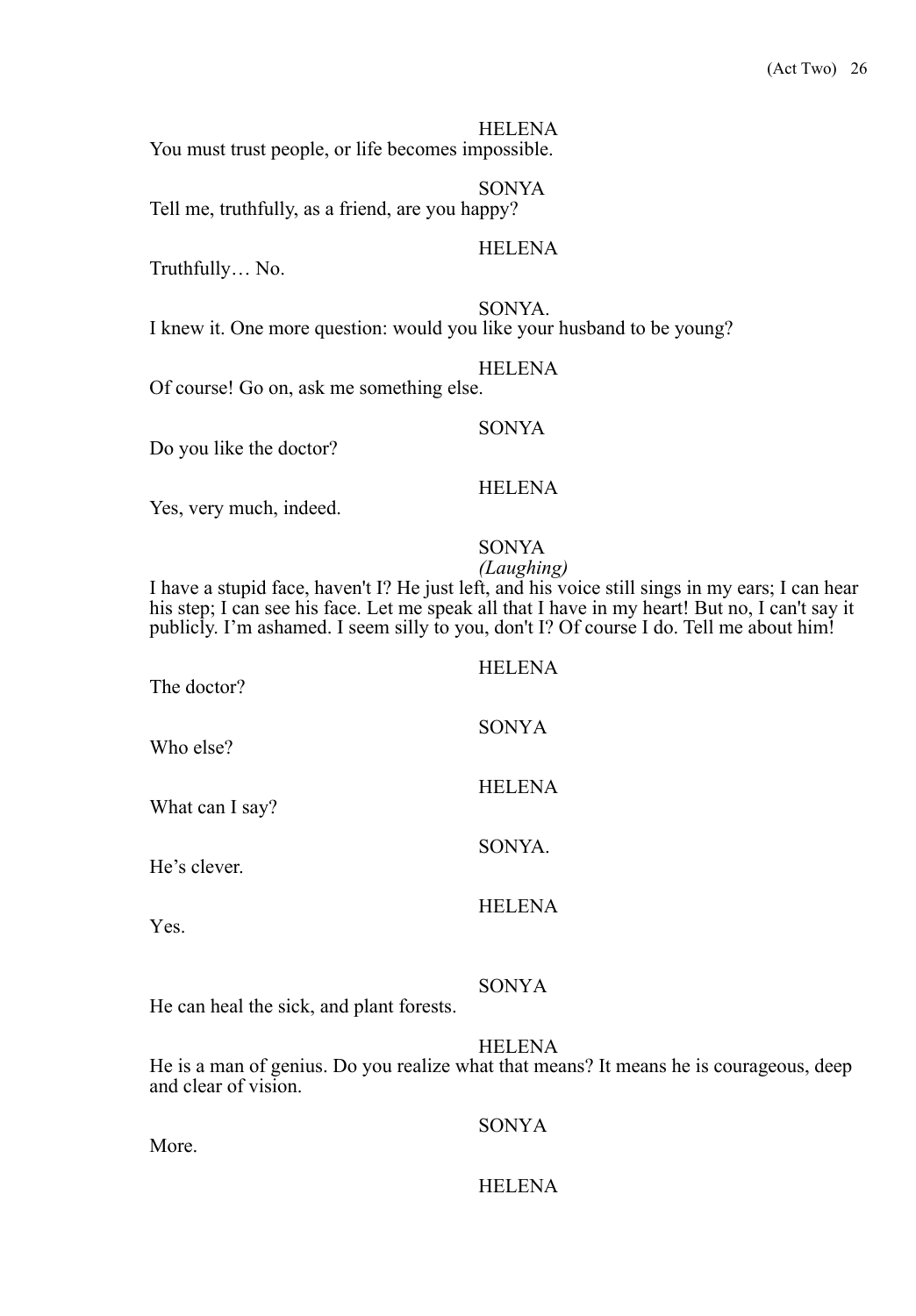HELENA

You must trust people, or life becomes impossible.

SONYA

Tell me, truthfully, as a friend, are you happy?

HELENA

Truthfully… No.

SONYA.

I knew it. One more question: would you like your husband to be young?

HELENA

Of course! Go on, ask me something else.

SONYA

Do you like the doctor?

HELENA

Yes, very much, indeed.

SONYA

*(Laughing)*

I have a stupid face, haven't I? He just left, and his voice still sings in my ears; I can hear his step; I can see his face. Let me speak all that I have in my heart! But no, I can't say it publicly. I'm ashamed. I seem silly to you, don't I? Of course I do. Tell me about him!

HELENA

The doctor?

SONYA

Who else?

HELENA

What can I say?

SONYA.

He's clever.

HELENA

Yes.

SONYA

He can heal the sick, and plant forests.

HELENA

He is a man of genius. Do you realize what that means? It means he is courageous, deep and clear of vision.

SONYA

More.

HELENA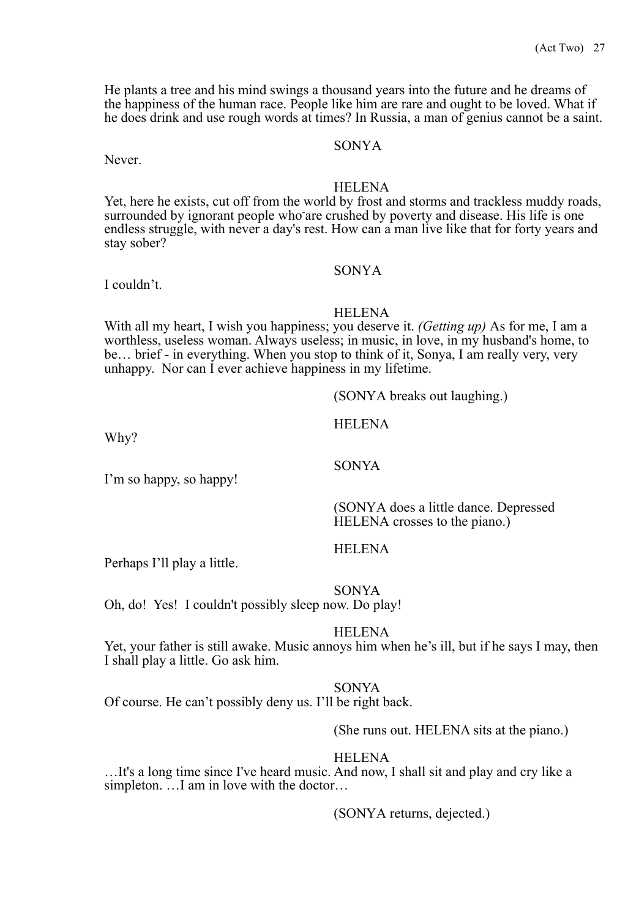He plants a tree and his mind swings a thousand years into the future and he dreams of the happiness of the human race. People like him are rare and ought to be loved. What if he does drink and use rough words at times? In Russia, a man of genius cannot be a saint.

SONYA

Never.

HELENA

Yet, here he exists, cut off from the world by frost and storms and trackless muddy roads, surrounded by ignorant people who are crushed by poverty and disease. His life is one endless struggle, with never a day's rest. How can a man live like that for forty years and stay sober?

SONYA

I couldn't.

HELENA

With all my heart, I wish you happiness; you deserve it. *(Getting up)* As for me, I am a worthless, useless woman. Always useless; in music, in love, in my husband's home, to be… brief - in everything. When you stop to think of it, Sonya, I am really very, very unhappy. Nor can I ever achieve happiness in my lifetime.

(SONYA breaks out laughing.)

HELENA

Why?

SONYA

I'm so happy, so happy!

(SONYA does a little dance. Depressed HELENA crosses to the piano.)

HELENA

Perhaps I'll play a little.

SONYA

Oh, do! Yes! I couldn't possibly sleep now. Do play!

HELENA

Yet, your father is still awake. Music annoys him when he's ill, but if he says I may, then I shall play a little. Go ask him.

SONYA

Of course. He can't possibly deny us. I'll be right back.

(She runs out. HELENA sits at the piano.)

HELENA

…It's a long time since I've heard music. And now, I shall sit and play and cry like a simpleton. …I am in love with the doctor…

(SONYA returns, dejected.)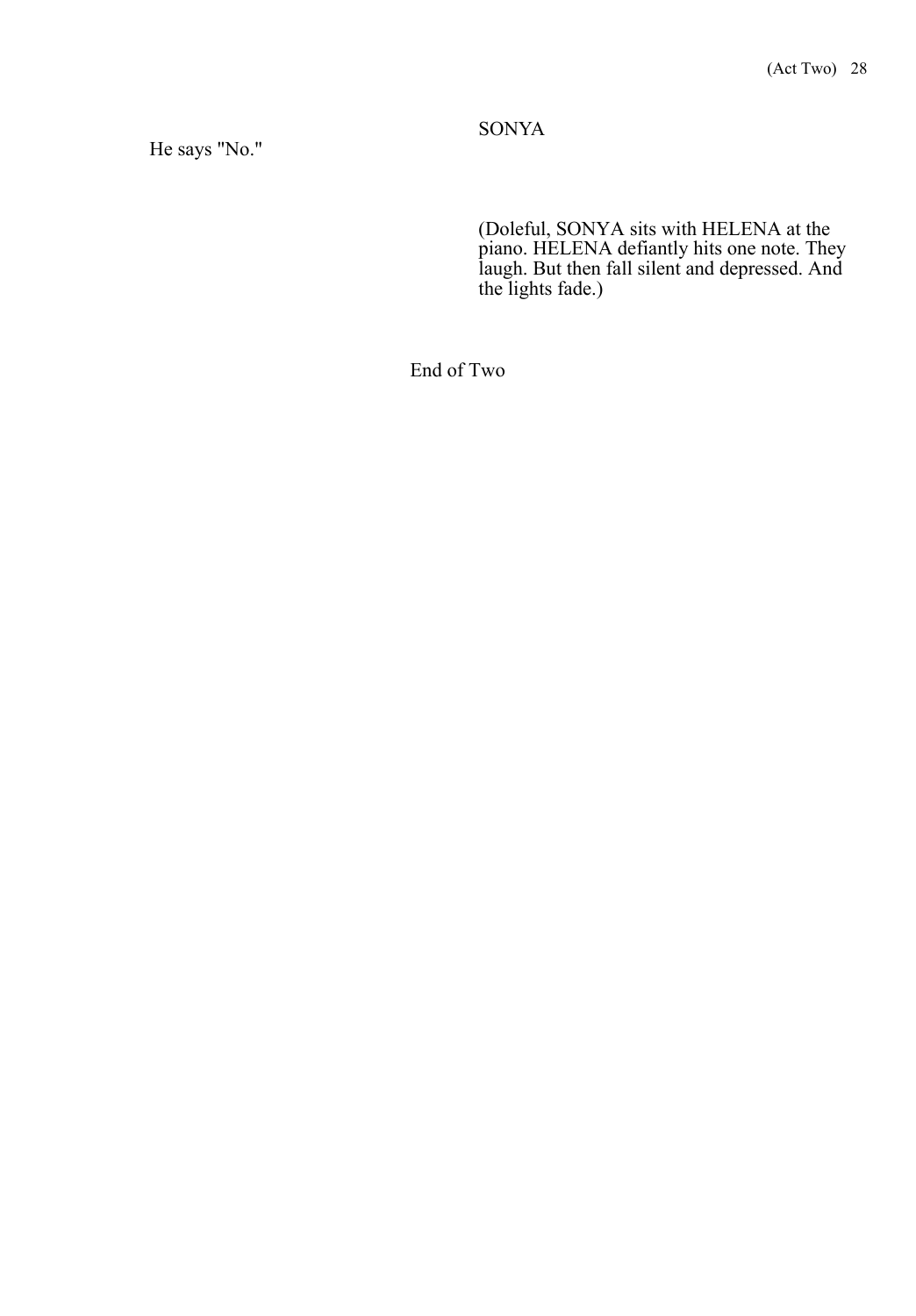SONYA

He says "No."

(Doleful, SONYA sits with HELENA at the piano. HELENA defiantly hits one note. They laugh. But then fall silent and depressed. And the lights fade.)

End of Two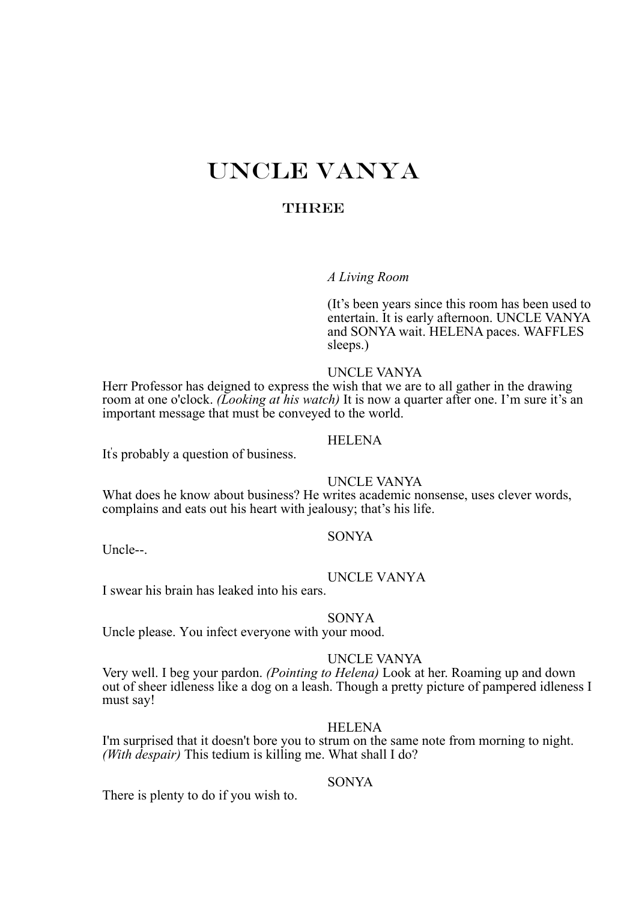# UNCLE VANYA

## THREE

*A Living Room*

(It's been years since this room has been used to entertain. It is early afternoon. UNCLE VANYA and SONYA wait. HELENA paces. WAFFLES sleeps.)

UNCLE VANYA

Herr Professor has deigned to express the wish that we are to all gather in the drawing room at one o'clock. *(Looking at his watch)* It is now a quarter after one. I'm sure it's an important message that must be conveyed to the world.

HELENA

It's probably a question of business.

UNCLE VANYA

What does he know about business? He writes academic nonsense, uses clever words, complains and eats out his heart with jealousy; that's his life.

SONYA

Uncle--.

UNCLE VANYA

I swear his brain has leaked into his ears.

SONYA

Uncle please. You infect everyone with your mood.

UNCLE VANYA

Very well. I beg your pardon. *(Pointing to Helena)* Look at her. Roaming up and down out of sheer idleness like a dog on a leash. Though a pretty picture of pampered idleness I must say!

HELENA

I'm surprised that it doesn't bore you to strum on the same note from morning to night. *(With despair)* This tedium is killing me. What shall I do?

SONYA

There is plenty to do if you wish to.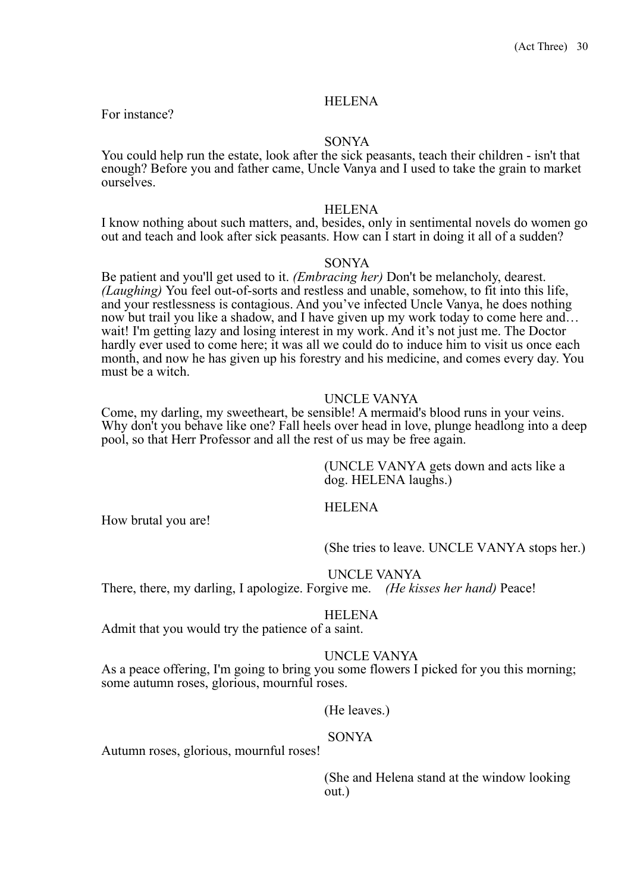HELENA

For instance?

SONYA

You could help run the estate, look after the sick peasants, teach their children - isn't that enough? Before you and father came, Uncle Vanya and I used to take the grain to market ourselves.

HELENA

I know nothing about such matters, and, besides, only in sentimental novels do women go out and teach and look after sick peasants. How can I start in doing it all of a sudden?

SONYA

Be patient and you'll get used to it. *(Embracing her)* Don't be melancholy, dearest. *(Laughing)* You feel out-of-sorts and restless and unable, somehow, to fit into this life, and your restlessness is contagious. And you've infected Uncle Vanya, he does nothing now but trail you like a shadow, and I have given up my work today to come here and… wait! I'm getting lazy and losing interest in my work. And it's not just me. The Doctor hardly ever used to come here; it was all we could do to induce him to visit us once each month, and now he has given up his forestry and his medicine, and comes every day. You must be a witch.

UNCLE VANYA

Come, my darling, my sweetheart, be sensible! A mermaid's blood runs in your veins. Why don't you behave like one? Fall heels over head in love, plunge headlong into a deep pool, so that Herr Professor and all the rest of us may be free again.

(UNCLE VANYA gets down and acts like a dog. HELENA laughs.)

HELENA

How brutal you are!

(She tries to leave. UNCLE VANYA stops her.)

UNCLE VANYA

There, there, my darling, I apologize. Forgive me. *(He kisses her hand)* Peace!

HELENA

Admit that you would try the patience of a saint.

UNCLE VANYA

As a peace offering, I'm going to bring you some flowers I picked for you this morning; some autumn roses, glorious, mournful roses.

(He leaves.)

SONYA

Autumn roses, glorious, mournful roses!

(She and Helena stand at the window looking out.)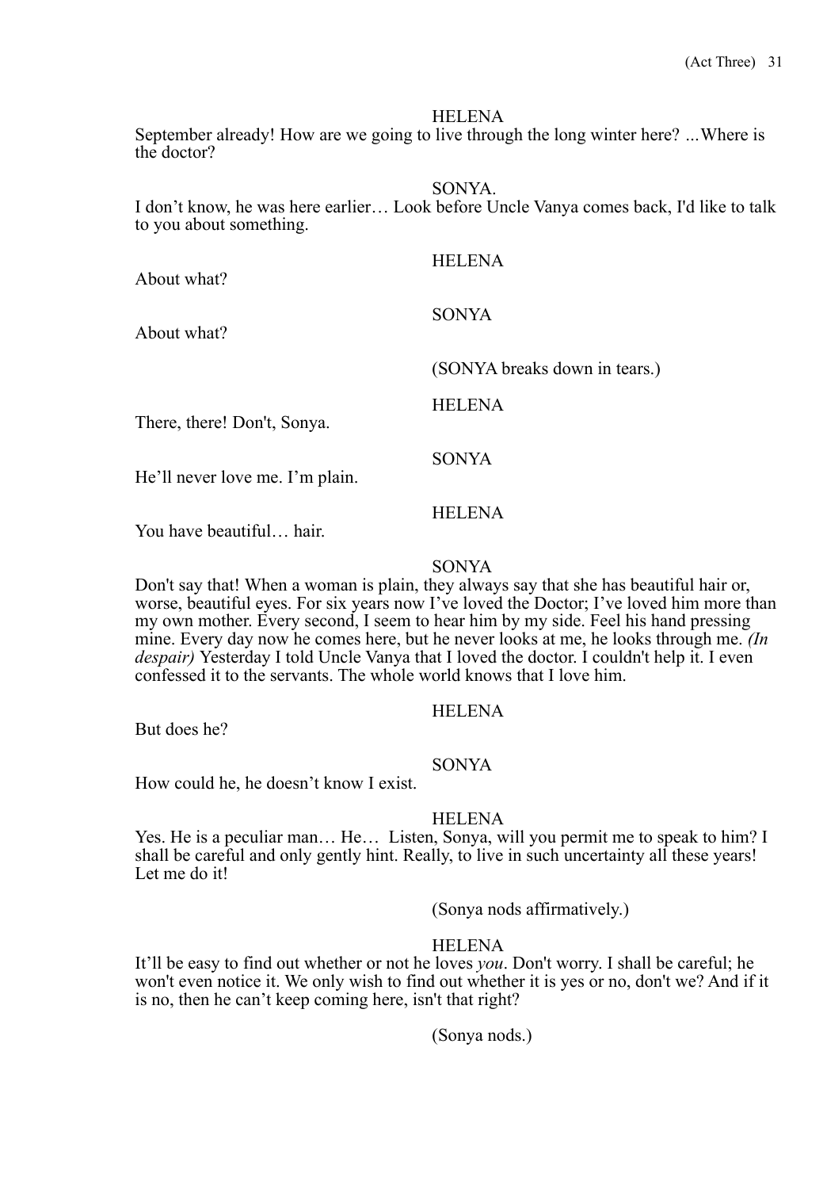HELENA

September already! How are we going to live through the long winter here? ...Where is the doctor?

SONYA.

I don't know, he was here earlier… Look before Uncle Vanya comes back, I'd like to talk to you about something.

HELENA

About what?

SONYA

About what?

(SONYA breaks down in tears.)

HELENA

There, there! Don't, Sonya.

SONYA

He'll never love me. I'm plain.

HELENA

You have beautiful… hair.

SONYA

Don't say that! When a woman is plain, they always say that she has beautiful hair or, worse, beautiful eyes. For six years now I've loved the Doctor; I've loved him more than my own mother. Every second, I seem to hear him by my side. Feel his hand pressing mine. Every day now he comes here, but he never looks at me, he looks through me. *(In despair)* Yesterday I told Uncle Vanya that I loved the doctor. I couldn't help it. I even confessed it to the servants. The whole world knows that I love him.

HELENA

But does he?

SONYA

How could he, he doesn't know I exist.

HELENA

Yes. He is a peculiar man… He… Listen, Sonya, will you permit me to speak to him? I shall be careful and only gently hint. Really, to live in such uncertainty all these years! Let me do it!

(Sonya nods affirmatively.)

HELENA

It'll be easy to find out whether or not he loves *you*. Don't worry. I shall be careful; he won't even notice it. We only wish to find out whether it is yes or no, don't we? And if it is no, then he can't keep coming here, isn't that right?

(Sonya nods.)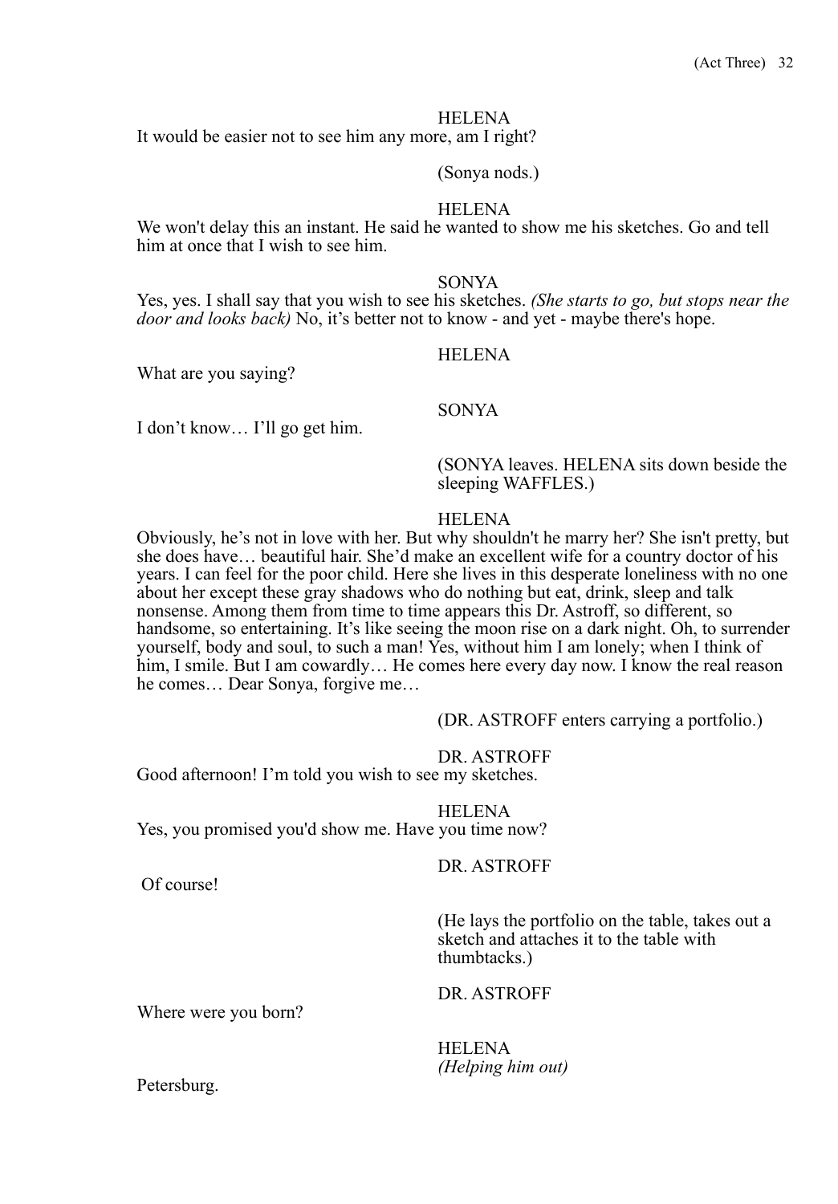HELENA

It would be easier not to see him any more, am I right?

(Sonya nods.)

HELENA

We won't delay this an instant. He said he wanted to show me his sketches. Go and tell him at once that I wish to see him.

SONYA

Yes, yes. I shall say that you wish to see his sketches. *(She starts to go, but stops near the door and looks back)* No, it's better not to know - and yet - maybe there's hope.

HELENA

What are you saying?

SONYA

I don't know… I'll go get him.

(SONYA leaves. HELENA sits down beside the sleeping WAFFLES.)

HELENA

Obviously, he's not in love with her. But why shouldn't he marry her? She isn't pretty, but she does have… beautiful hair. She'd make an excellent wife for a country doctor of his years. I can feel for the poor child. Here she lives in this desperate loneliness with no one about her except these gray shadows who do nothing but eat, drink, sleep and talk nonsense. Among them from time to time appears this Dr. Astroff, so different, so handsome, so entertaining. It's like seeing the moon rise on a dark night. Oh, to surrender yourself, body and soul, to such a man! Yes, without him I am lonely; when I think of him, I smile. But I am cowardly… He comes here every day now. I know the real reason he comes… Dear Sonya, forgive me…

(DR. ASTROFF enters carrying a portfolio.)

DR. ASTROFF

Good afternoon! I'm told you wish to see my sketches.

HELENA

Yes, you promised you'd show me. Have you time now?

DR. ASTROFF

Of course!

(He lays the portfolio on the table, takes out a sketch and attaches it to the table with thumbtacks.)

DR. ASTROFF

Where were you born?

HELENA
*(Helping him out)*

Petersburg.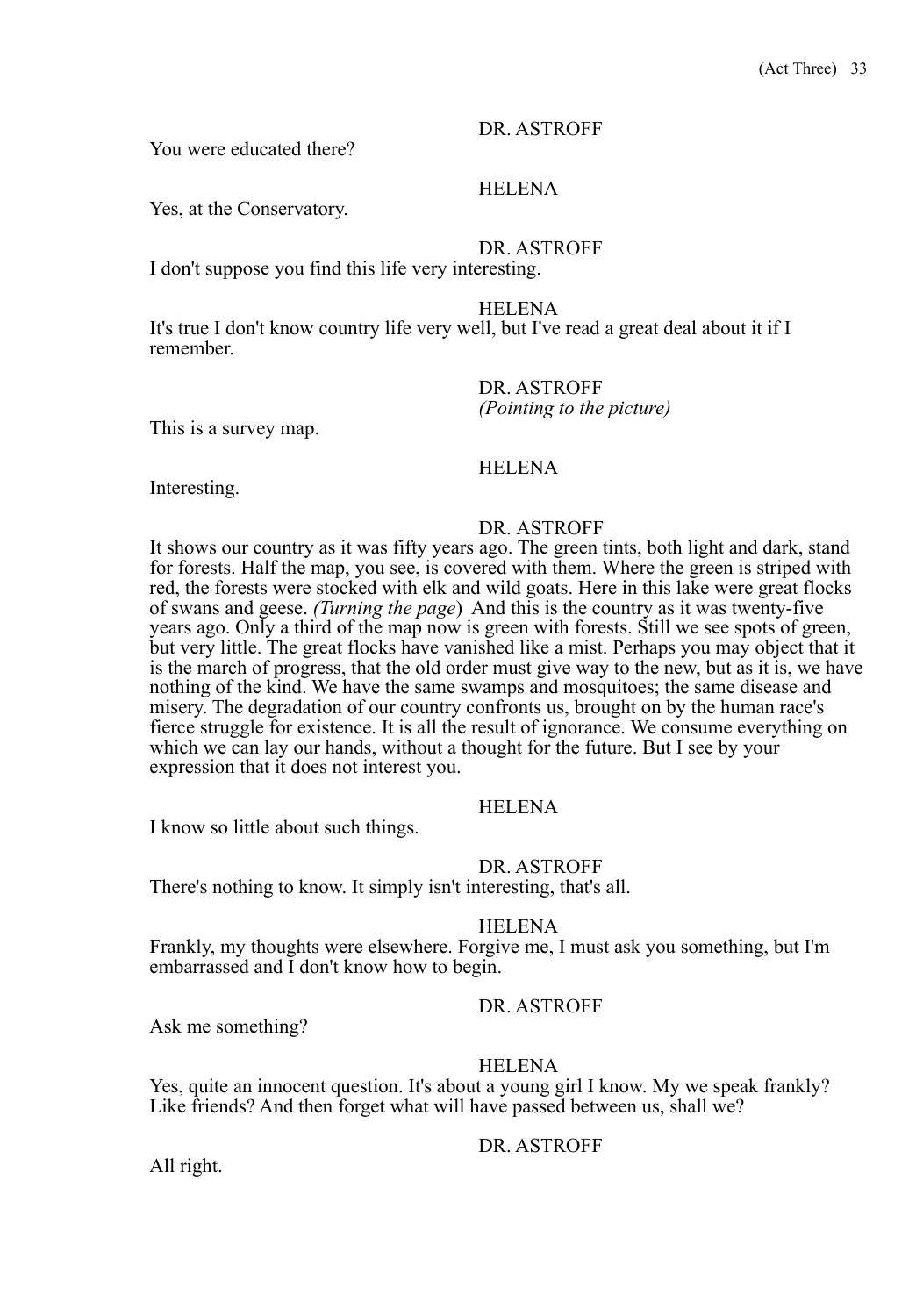DR. ASTROFF

You were educated there?

HELENA

Yes, at the Conservatory.

DR. ASTROFF

I don't suppose you find this life very interesting.

HELENA

It's true I don't know country life very well, but I've read a great deal about it if I remember.

DR. ASTROFF
*(Pointing to the picture)*

This is a survey map.

HELENA

Interesting.

DR. ASTROFF

It shows our country as it was fifty years ago. The green tints, both light and dark, stand for forests. Half the map, you see, is covered with them. Where the green is striped with red, the forests were stocked with elk and wild goats. Here in this lake were great flocks of swans and geese. *(Turning the page*) And this is the country as it was twenty-five years ago. Only a third of the map now is green with forests. Still we see spots of green, but very little. The great flocks have vanished like a mist. Perhaps you may object that it is the march of progress, that the old order must give way to the new, but as it is, we have nothing of the kind. We have the same swamps and mosquitoes; the same disease and misery. The degradation of our country confronts us, brought on by the human race's fierce struggle for existence. It is all the result of ignorance. We consume everything on which we can lay our hands, without a thought for the future. But I see by your expression that it does not interest you.

HELENA

I know so little about such things.

DR. ASTROFF

There's nothing to know. It simply isn't interesting, that's all.

HELENA

Frankly, my thoughts were elsewhere. Forgive me, I must ask you something, but I'm embarrassed and I don't know how to begin.

DR. ASTROFF

Ask me something?

HELENA

Yes, quite an innocent question. It's about a young girl I know. My we speak frankly? Like friends? And then forget what will have passed between us, shall we?

DR. ASTROFF

All right.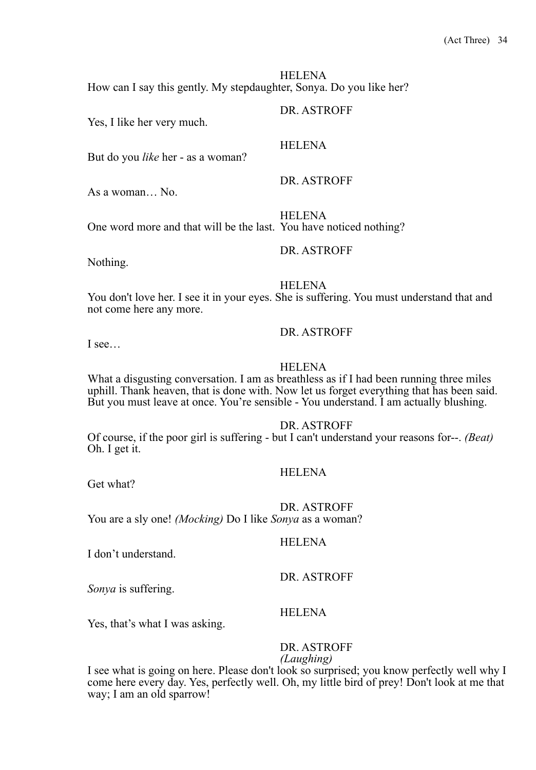HELENA

How can I say this gently. My stepdaughter, Sonya. Do you like her?

DR. ASTROFF

Yes, I like her very much.

HELENA

But do you *like* her - as a woman?

DR. ASTROFF

As a woman… No.

HELENA

One word more and that will be the last. You have noticed nothing?

DR. ASTROFF

Nothing.

HELENA

You don't love her. I see it in your eyes. She is suffering. You must understand that and not come here any more.

DR. ASTROFF

I see…

HELENA

What a disgusting conversation. I am as breathless as if I had been running three miles uphill. Thank heaven, that is done with. Now let us forget everything that has been said. But you must leave at once. You're sensible - You understand. I am actually blushing.

DR. ASTROFF

Of course, if the poor girl is suffering - but I can't understand your reasons for--. *(Beat)* Oh. I get it.

HELENA

Get what?

DR. ASTROFF

You are a sly one! *(Mocking)* Do I like *Sonya* as a woman?

HELENA

I don't understand.

DR. ASTROFF

*Sonya* is suffering.

HELENA

Yes, that's what I was asking.

DR. ASTROFF

*(Laughing)*

I see what is going on here. Please don't look so surprised; you know perfectly well why I come here every day. Yes, perfectly well. Oh, my little bird of prey! Don't look at me that way; I am an old sparrow!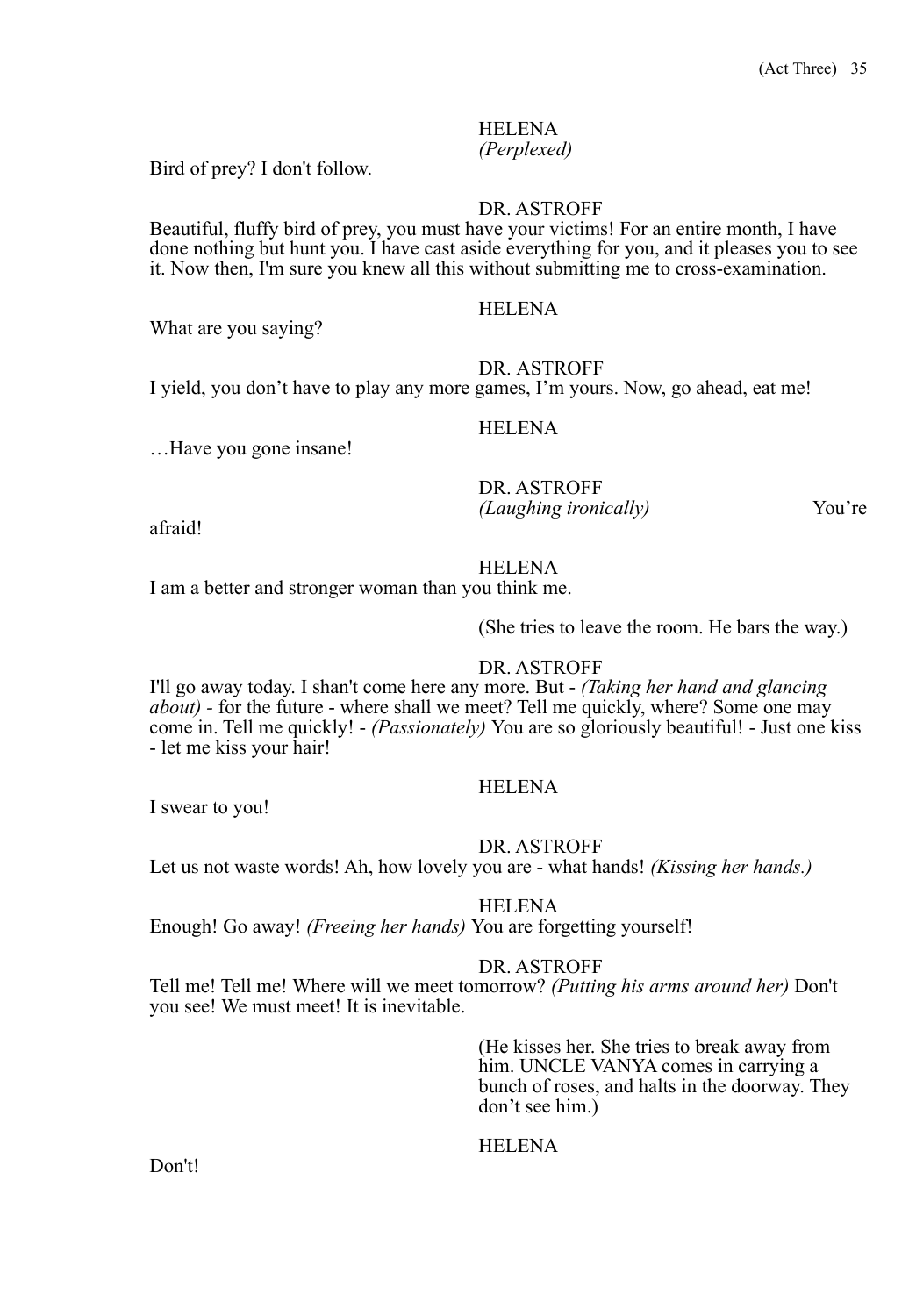HELENA
*(Perplexed)*

Bird of prey? I don't follow.

DR. ASTROFF

Beautiful, fluffy bird of prey, you must have your victims! For an entire month, I have done nothing but hunt you. I have cast aside everything for you, and it pleases you to see it. Now then, I'm sure you knew all this without submitting me to cross-examination.

HELENA

What are you saying?

DR. ASTROFF

I yield, you don't have to play any more games, I'm yours. Now, go ahead, eat me!

HELENA

…Have you gone insane!

DR. ASTROFF
*(Laughing ironically)* You're afraid!

HELENA

I am a better and stronger woman than you think me.

(She tries to leave the room. He bars the way.)

DR. ASTROFF

I'll go away today. I shan't come here any more. But - *(Taking her hand and glancing about)* - for the future - where shall we meet? Tell me quickly, where? Some one may come in. Tell me quickly! - *(Passionately)* You are so gloriously beautiful! - Just one kiss - let me kiss your hair!

HELENA

I swear to you!

DR. ASTROFF

Let us not waste words! Ah, how lovely you are - what hands! *(Kissing her hands.)*

HELENA

Enough! Go away! *(Freeing her hands)* You are forgetting yourself!

DR. ASTROFF

Tell me! Tell me! Where will we meet tomorrow? *(Putting his arms around her)* Don't you see! We must meet! It is inevitable.

(He kisses her. She tries to break away from him. UNCLE VANYA comes in carrying a bunch of roses, and halts in the doorway. They don't see him.)

HELENA

Don't!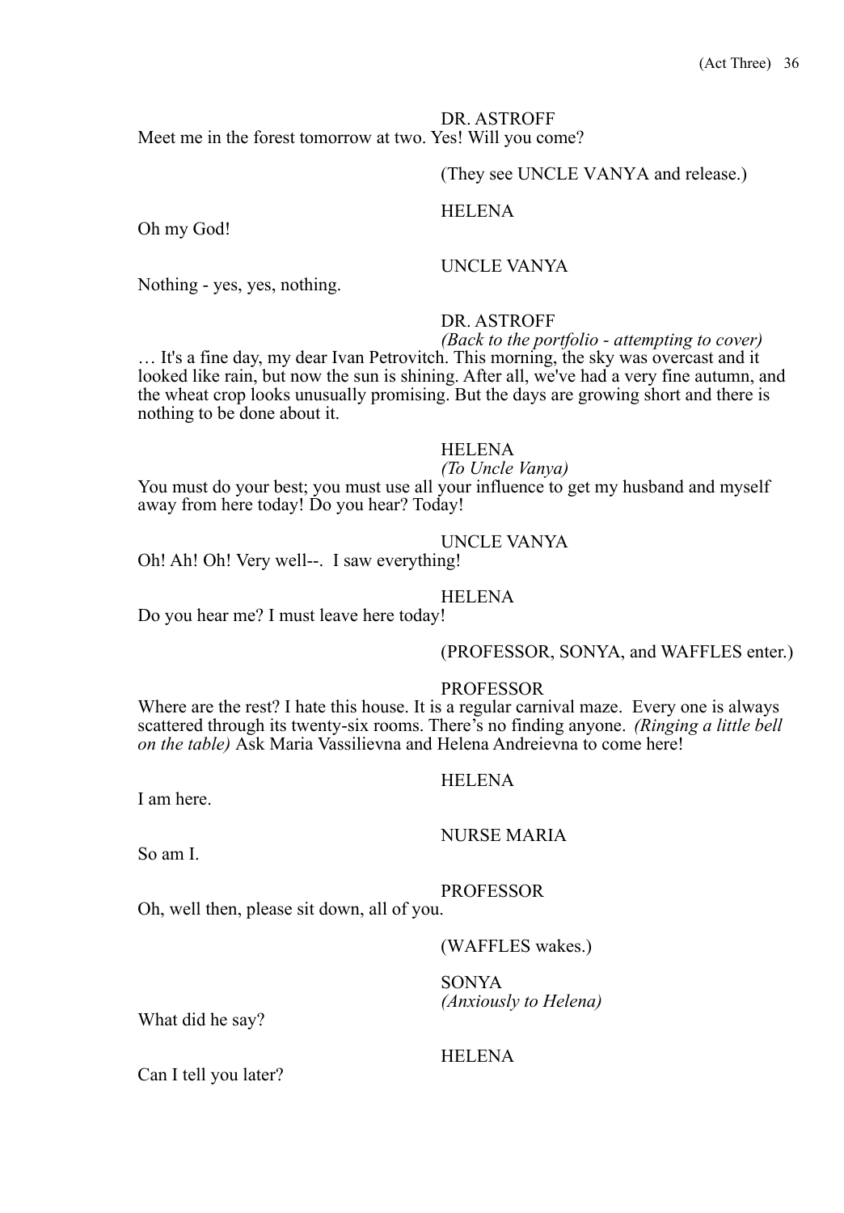DR. ASTROFF

Meet me in the forest tomorrow at two. Yes! Will you come?

(They see UNCLE VANYA and release.)

HELENA

Oh my God!

UNCLE VANYA

Nothing - yes, yes, nothing.

DR. ASTROFF

*(Back to the portfolio - attempting to cover)*

… It's a fine day, my dear Ivan Petrovitch. This morning, the sky was overcast and it looked like rain, but now the sun is shining. After all, we've had a very fine autumn, and the wheat crop looks unusually promising. But the days are growing short and there is nothing to be done about it.

HELENA

*(To Uncle Vanya)*

You must do your best; you must use all your influence to get my husband and myself away from here today! Do you hear? Today!

UNCLE VANYA

Oh! Ah! Oh! Very well--. I saw everything!

HELENA

Do you hear me? I must leave here today!

(PROFESSOR, SONYA, and WAFFLES enter.)

PROFESSOR

Where are the rest? I hate this house. It is a regular carnival maze. Every one is always scattered through its twenty-six rooms. There's no finding anyone. *(Ringing a little bell on the table)* Ask Maria Vassilievna and Helena Andreievna to come here!

HELENA

I am here.

NURSE MARIA

So am I.

PROFESSOR

Oh, well then, please sit down, all of you.

(WAFFLES wakes.)

SONYA

*(Anxiously to Helena)*

What did he say?

HELENA

Can I tell you later?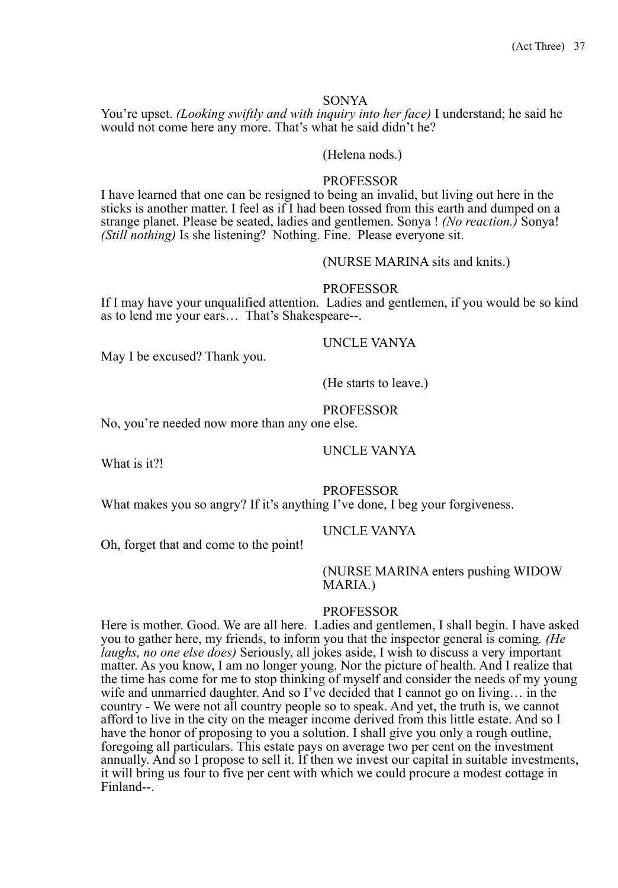SONYA

You're upset. *(Looking swiftly and with inquiry into her face)* I understand; he said he would not come here any more. That's what he said didn't he?

(Helena nods.)

PROFESSOR

I have learned that one can be resigned to being an invalid, but living out here in the sticks is another matter. I feel as if I had been tossed from this earth and dumped on a strange planet. Please be seated, ladies and gentlemen. Sonya ! *(No reaction.)* Sonya! *(Still nothing)* Is she listening? Nothing. Fine. Please everyone sit.

(NURSE MARINA sits and knits.)

PROFESSOR

If I may have your unqualified attention. Ladies and gentlemen, if you would be so kind as to lend me your ears… That's Shakespeare--.

UNCLE VANYA

May I be excused? Thank you.

(He starts to leave.)

PROFESSOR

No, you're needed now more than any one else.

UNCLE VANYA

What is it?!

PROFESSOR

What makes you so angry? If it's anything I've done, I beg your forgiveness.

UNCLE VANYA

Oh, forget that and come to the point!

(NURSE MARINA enters pushing WIDOW MARIA.)

PROFESSOR

Here is mother. Good. We are all here. Ladies and gentlemen, I shall begin. I have asked you to gather here, my friends, to inform you that the inspector general is coming*. (He laughs, no one else does)* Seriously, all jokes aside, I wish to discuss a very important matter. As you know, I am no longer young. Nor the picture of health. And I realize that the time has come for me to stop thinking of myself and consider the needs of my young wife and unmarried daughter. And so I've decided that I cannot go on living… in the country - We were not all country people so to speak. And yet, the truth is, we cannot afford to live in the city on the meager income derived from this little estate. And so I have the honor of proposing to you a solution. I shall give you only a rough outline, foregoing all particulars. This estate pays on average two per cent on the investment annually. And so I propose to sell it. If then we invest our capital in suitable investments, it will bring us four to five per cent with which we could procure a modest cottage in Finland--.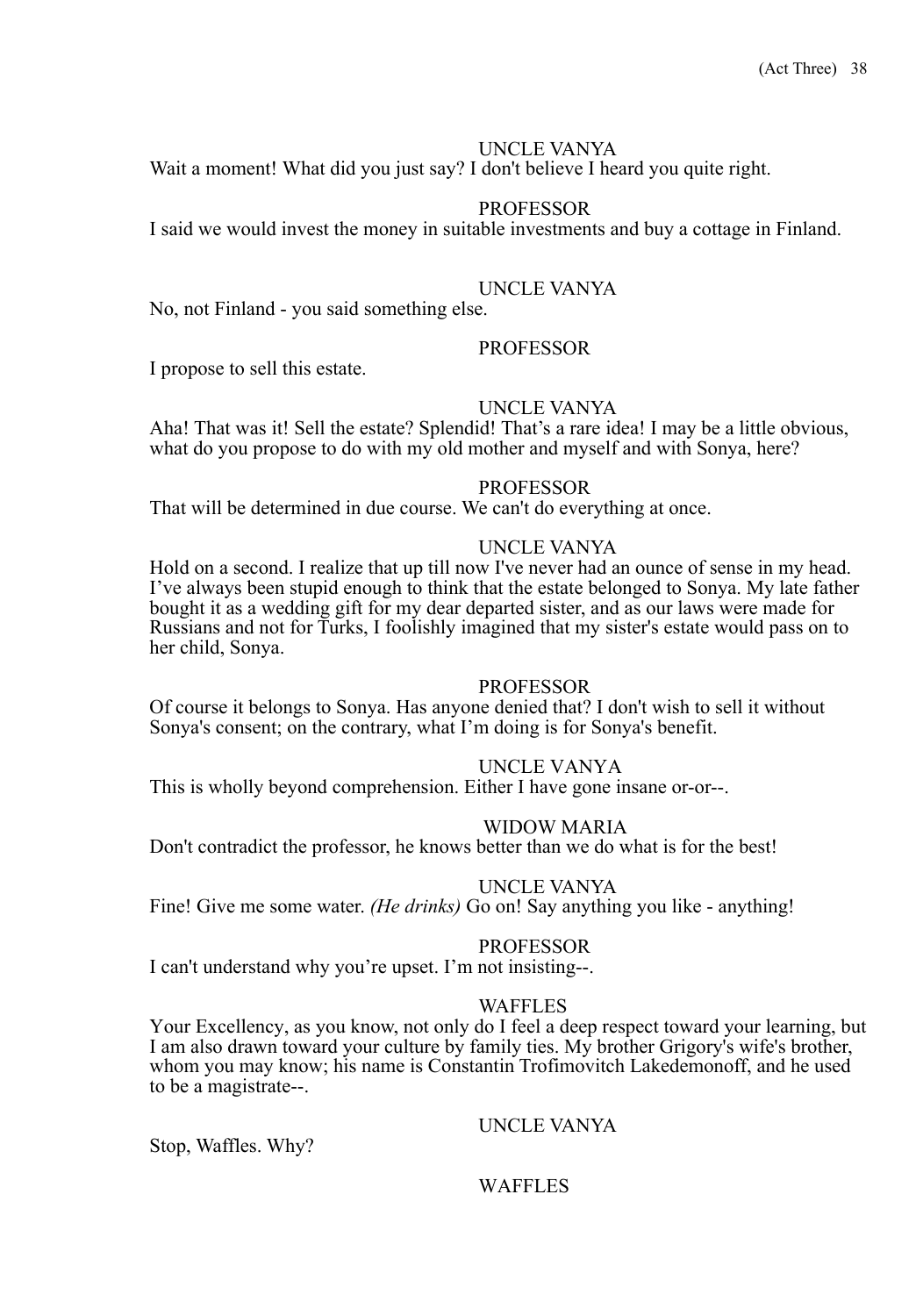UNCLE VANYA

Wait a moment! What did you just say? I don't believe I heard you quite right.

PROFESSOR

I said we would invest the money in suitable investments and buy a cottage in Finland.

UNCLE VANYA

No, not Finland - you said something else.

PROFESSOR

I propose to sell this estate.

UNCLE VANYA

Aha! That was it! Sell the estate? Splendid! That’s a rare idea! I may be a little obvious, what do you propose to do with my old mother and myself and with Sonya, here?

PROFESSOR

That will be determined in due course. We can't do everything at once.

UNCLE VANYA

Hold on a second. I realize that up till now I've never had an ounce of sense in my head. I’ve always been stupid enough to think that the estate belonged to Sonya. My late father bought it as a wedding gift for my dear departed sister, and as our laws were made for Russians and not for Turks, I foolishly imagined that my sister's estate would pass on to her child, Sonya.

PROFESSOR

Of course it belongs to Sonya. Has anyone denied that? I don't wish to sell it without Sonya's consent; on the contrary, what I’m doing is for Sonya's benefit.

UNCLE VANYA

This is wholly beyond comprehension. Either I have gone insane or-or--.

WIDOW MARIA

Don't contradict the professor, he knows better than we do what is for the best!

UNCLE VANYA

Fine! Give me some water. *(He drinks)* Go on! Say anything you like - anything!

PROFESSOR

I can't understand why you’re upset. I’m not insisting--.

WAFFLES

Your Excellency, as you know, not only do I feel a deep respect toward your learning, but I am also drawn toward your culture by family ties. My brother Grigory's wife's brother, whom you may know; his name is Constantin Trofimovitch Lakedemonoff, and he used to be a magistrate--.

UNCLE VANYA

Stop, Waffles. Why?

WAFFLES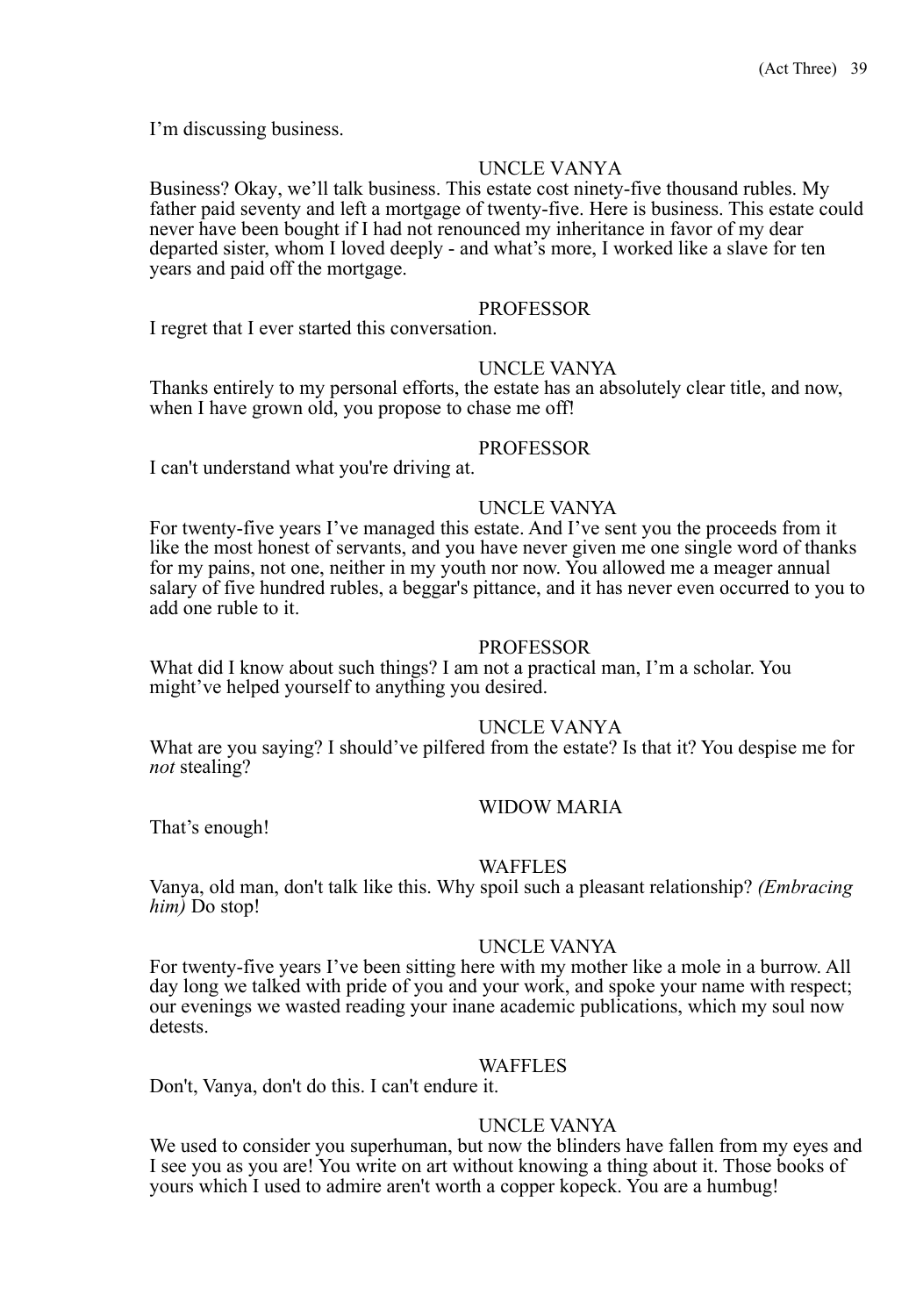I'm discussing business.

UNCLE VANYA

Business? Okay, we'll talk business. This estate cost ninety-five thousand rubles. My father paid seventy and left a mortgage of twenty-five. Here is business. This estate could never have been bought if I had not renounced my inheritance in favor of my dear departed sister, whom I loved deeply - and what's more, I worked like a slave for ten years and paid off the mortgage.

PROFESSOR

I regret that I ever started this conversation.

UNCLE VANYA

Thanks entirely to my personal efforts, the estate has an absolutely clear title, and now, when I have grown old, you propose to chase me off!

PROFESSOR

I can't understand what you're driving at.

UNCLE VANYA

For twenty-five years I've managed this estate. And I've sent you the proceeds from it like the most honest of servants, and you have never given me one single word of thanks for my pains, not one, neither in my youth nor now. You allowed me a meager annual salary of five hundred rubles, a beggar's pittance, and it has never even occurred to you to add one ruble to it.

PROFESSOR

What did I know about such things? I am not a practical man, I'm a scholar. You might've helped yourself to anything you desired.

UNCLE VANYA

What are you saying? I should've pilfered from the estate? Is that it? You despise me for *not* stealing?

WIDOW MARIA

That's enough!

WAFFLES

Vanya, old man, don't talk like this. Why spoil such a pleasant relationship? *(Embracing him)* Do stop!

UNCLE VANYA

For twenty-five years I've been sitting here with my mother like a mole in a burrow. All day long we talked with pride of you and your work, and spoke your name with respect; our evenings we wasted reading your inane academic publications, which my soul now detests.

WAFFLES

Don't, Vanya, don't do this. I can't endure it.

UNCLE VANYA

We used to consider you superhuman, but now the blinders have fallen from my eyes and I see you as you are! You write on art without knowing a thing about it. Those books of yours which I used to admire aren't worth a copper kopeck. You are a humbug!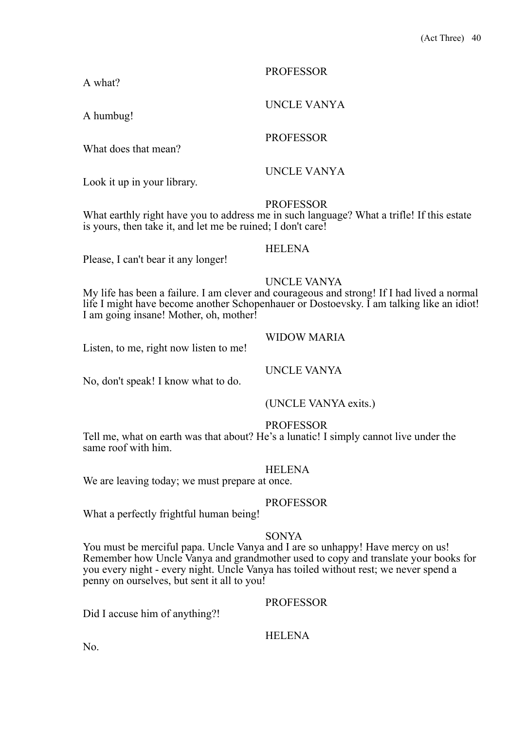PROFESSOR

A what?

UNCLE VANYA

A humbug!

PROFESSOR

What does that mean?

UNCLE VANYA

Look it up in your library.

PROFESSOR

What earthly right have you to address me in such language? What a trifle! If this estate is yours, then take it, and let me be ruined; I don't care!

HELENA

Please, I can't bear it any longer!

UNCLE VANYA

My life has been a failure. I am clever and courageous and strong! If I had lived a normal life I might have become another Schopenhauer or Dostoevsky. I am talking like an idiot! I am going insane! Mother, oh, mother!

WIDOW MARIA

Listen, to me, right now listen to me!

UNCLE VANYA

No, don't speak! I know what to do.

(UNCLE VANYA exits.)

PROFESSOR

Tell me, what on earth was that about? He's a lunatic! I simply cannot live under the same roof with him.

HELENA

We are leaving today; we must prepare at once.

PROFESSOR

What a perfectly frightful human being!

SONYA

You must be merciful papa. Uncle Vanya and I are so unhappy! Have mercy on us! Remember how Uncle Vanya and grandmother used to copy and translate your books for you every night - every night. Uncle Vanya has toiled without rest; we never spend a penny on ourselves, but sent it all to you!

PROFESSOR

Did I accuse him of anything?!

HELENA

No.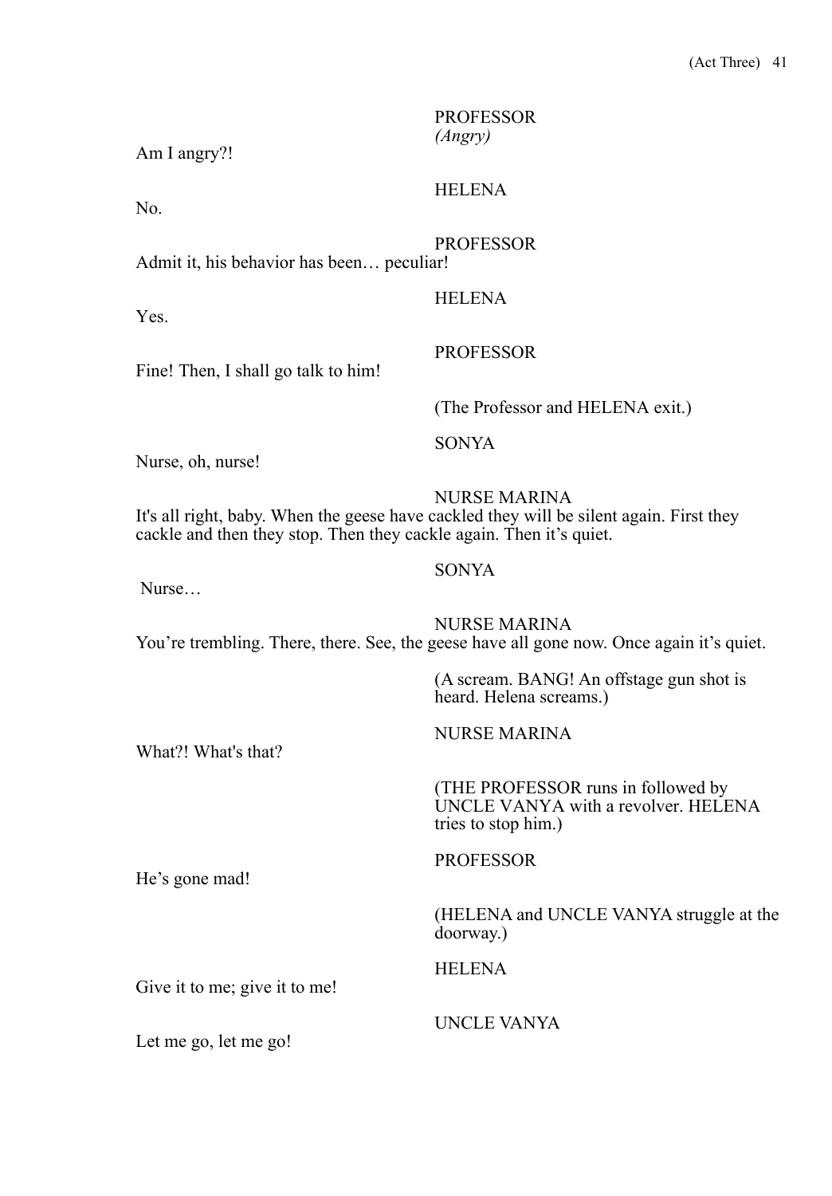PROFESSOR
*(Angry)*

Am I angry?!

HELENA

No.

PROFESSOR

Admit it, his behavior has been… peculiar!

HELENA

Yes.

PROFESSOR

Fine! Then, I shall go talk to him!

(The Professor and HELENA exit.)

SONYA

Nurse, oh, nurse!

NURSE MARINA

It's all right, baby. When the geese have cackled they will be silent again. First they cackle and then they stop. Then they cackle again. Then it's quiet.

SONYA

Nurse…

NURSE MARINA

You're trembling. There, there. See, the geese have all gone now. Once again it's quiet.

(A scream. BANG! An offstage gun shot is heard. Helena screams.)

NURSE MARINA

What?! What's that?

(THE PROFESSOR runs in followed by UNCLE VANYA with a revolver. HELENA tries to stop him.)

PROFESSOR

He's gone mad!

(HELENA and UNCLE VANYA struggle at the doorway.)

HELENA

Give it to me; give it to me!

UNCLE VANYA

Let me go, let me go!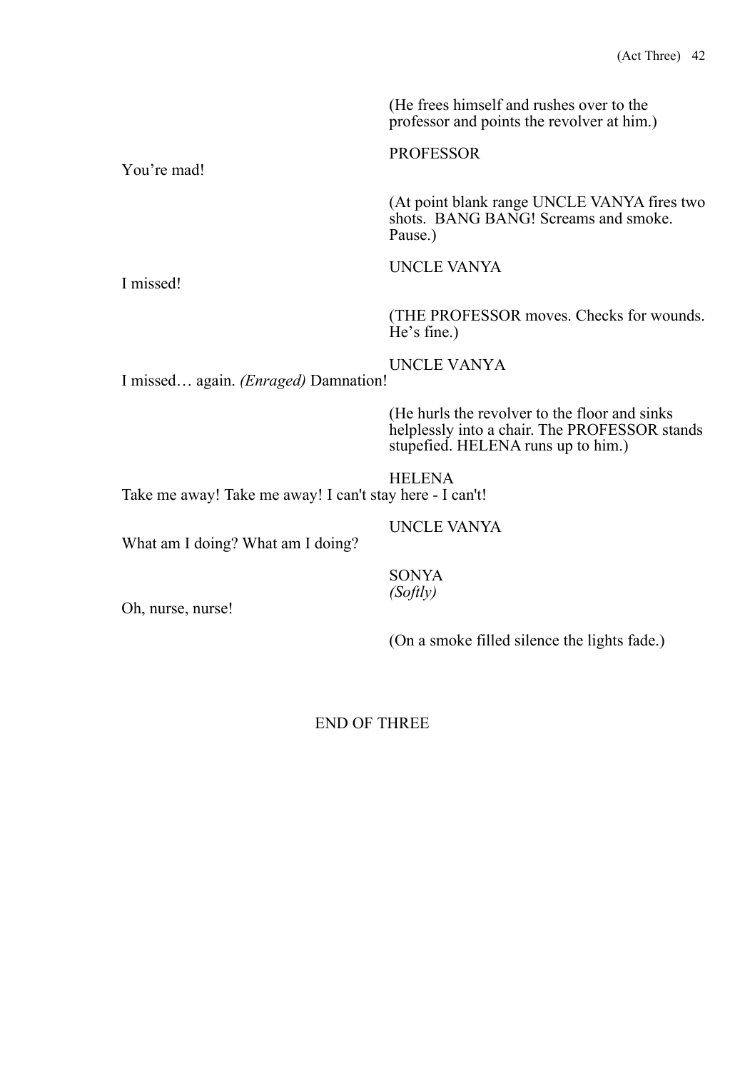(He frees himself and rushes over to the professor and points the revolver at him.)

PROFESSOR

You're mad!

(At point blank range UNCLE VANYA fires two shots. BANG BANG! Screams and smoke. Pause.)

UNCLE VANYA

I missed!

(THE PROFESSOR moves. Checks for wounds. He's fine.)

UNCLE VANYA

I missed… again. *(Enraged)* Damnation!

(He hurls the revolver to the floor and sinks helplessly into a chair. The PROFESSOR stands stupefied. HELENA runs up to him.)

HELENA

Take me away! Take me away! I can't stay here - I can't!

UNCLE VANYA

What am I doing? What am I doing?

SONYA
*(Softly)*

Oh, nurse, nurse!

(On a smoke filled silence the lights fade.)

END OF THREE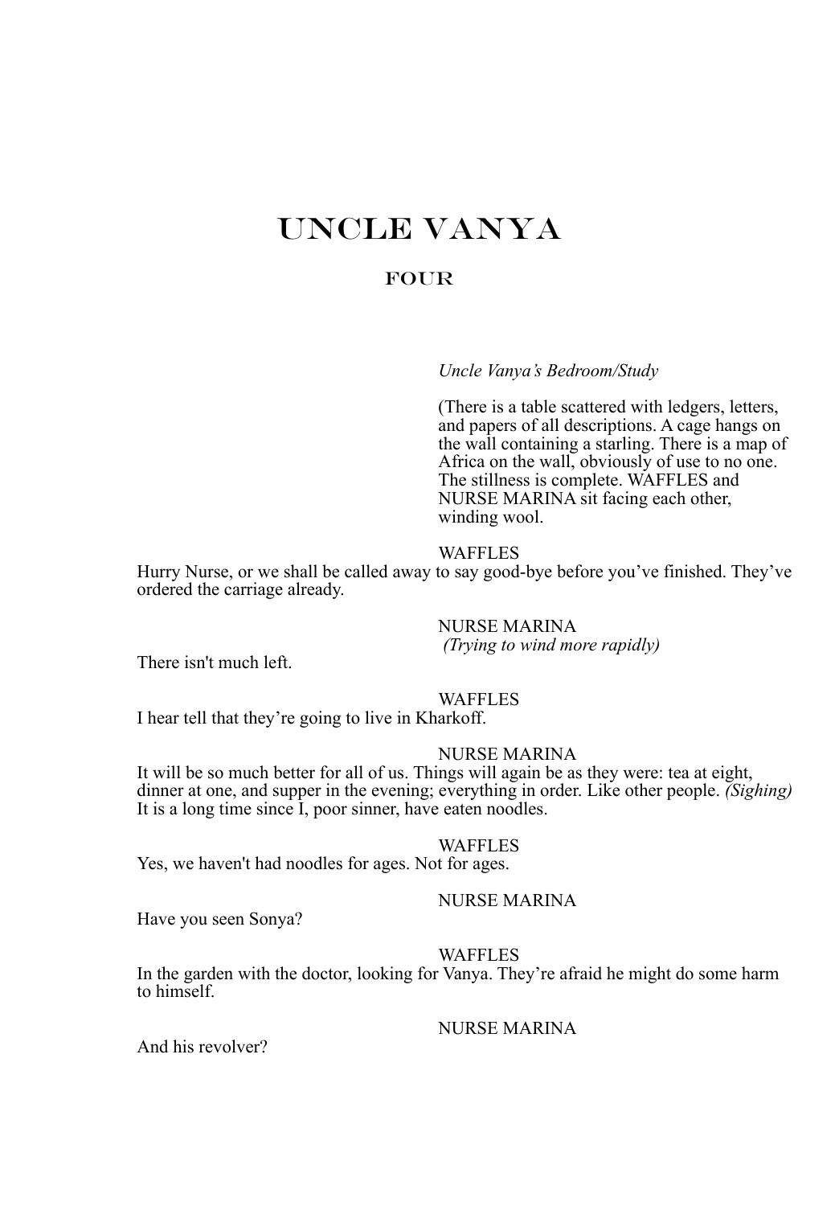# UNCLE VANYA

## FOUR

*Uncle Vanya's Bedroom/Study*

(There is a table scattered with ledgers, letters, and papers of all descriptions. A cage hangs on the wall containing a starling. There is a map of Africa on the wall, obviously of use to no one. The stillness is complete. WAFFLES and NURSE MARINA sit facing each other, winding wool.

WAFFLES

Hurry Nurse, or we shall be called away to say good-bye before you've finished. They've ordered the carriage already.

NURSE MARINA
*(Trying to wind more rapidly)*

There isn't much left.

WAFFLES

I hear tell that they're going to live in Kharkoff.

NURSE MARINA

It will be so much better for all of us. Things will again be as they were: tea at eight, dinner at one, and supper in the evening; everything in order. Like other people. *(Sighing)* It is a long time since I, poor sinner, have eaten noodles.

WAFFLES

Yes, we haven't had noodles for ages. Not for ages.

NURSE MARINA

Have you seen Sonya?

WAFFLES

In the garden with the doctor, looking for Vanya. They're afraid he might do some harm to himself.

NURSE MARINA

And his revolver?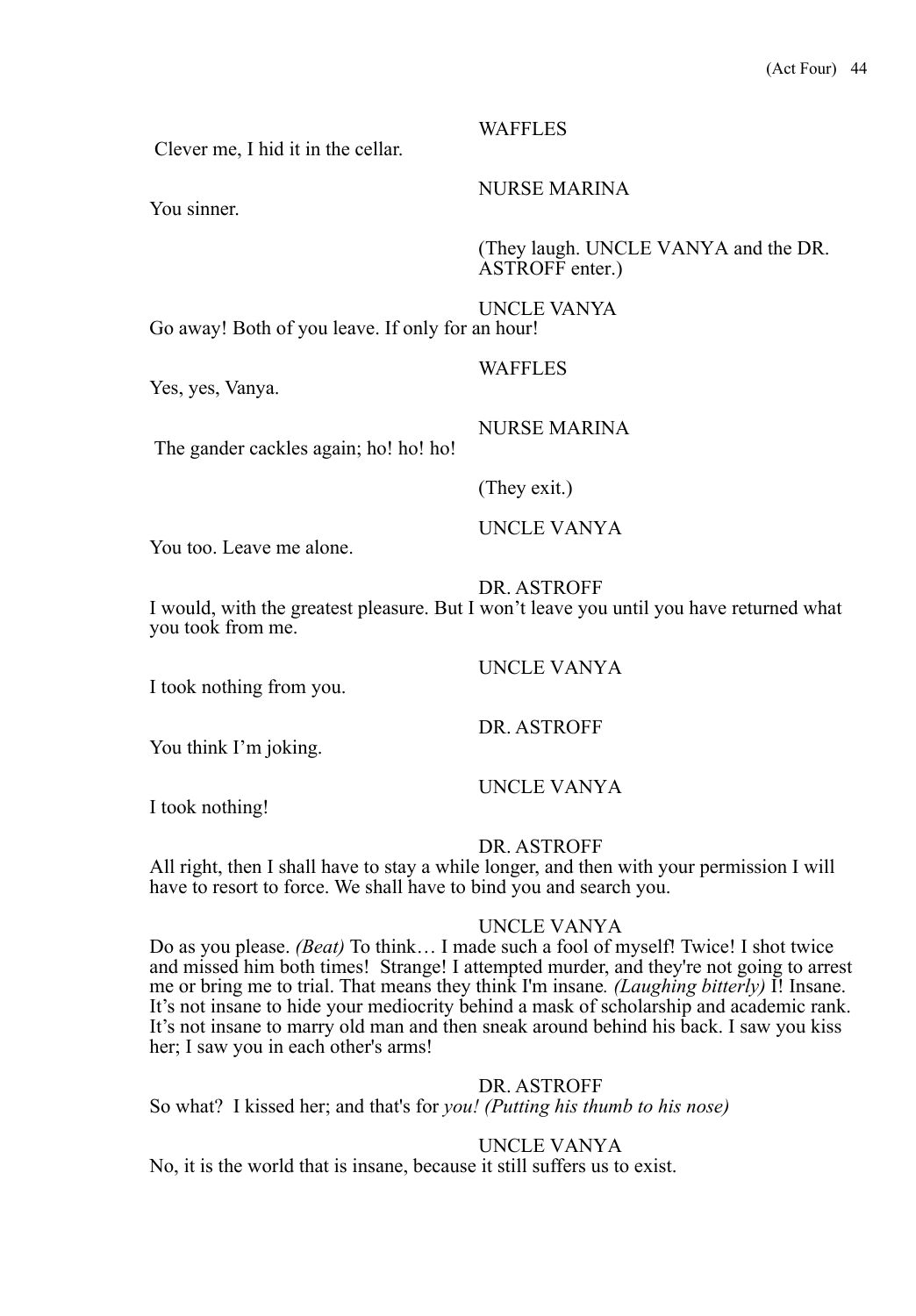WAFFLES

Clever me, I hid it in the cellar.

NURSE MARINA

You sinner.

(They laugh. UNCLE VANYA and the DR. ASTROFF enter.)

UNCLE VANYA

Go away! Both of you leave. If only for an hour!

WAFFLES

Yes, yes, Vanya.

NURSE MARINA

The gander cackles again; ho! ho! ho!

(They exit.)

UNCLE VANYA

You too. Leave me alone.

DR. ASTROFF

I would, with the greatest pleasure. But I won't leave you until you have returned what you took from me.

UNCLE VANYA

I took nothing from you.

DR. ASTROFF

You think I'm joking.

UNCLE VANYA

I took nothing!

DR. ASTROFF

All right, then I shall have to stay a while longer, and then with your permission I will have to resort to force. We shall have to bind you and search you.

UNCLE VANYA

Do as you please. *(Beat)* To think… I made such a fool of myself! Twice! I shot twice and missed him both times! Strange! I attempted murder, and they're not going to arrest me or bring me to trial. That means they think I'm insane. *(Laughing bitterly)* I! Insane. It's not insane to hide your mediocrity behind a mask of scholarship and academic rank. It's not insane to marry old man and then sneak around behind his back. I saw you kiss her; I saw you in each other's arms!

DR. ASTROFF

So what? I kissed her; and that's for *you! (Putting his thumb to his nose)*

UNCLE VANYA

No, it is the world that is insane, because it still suffers us to exist.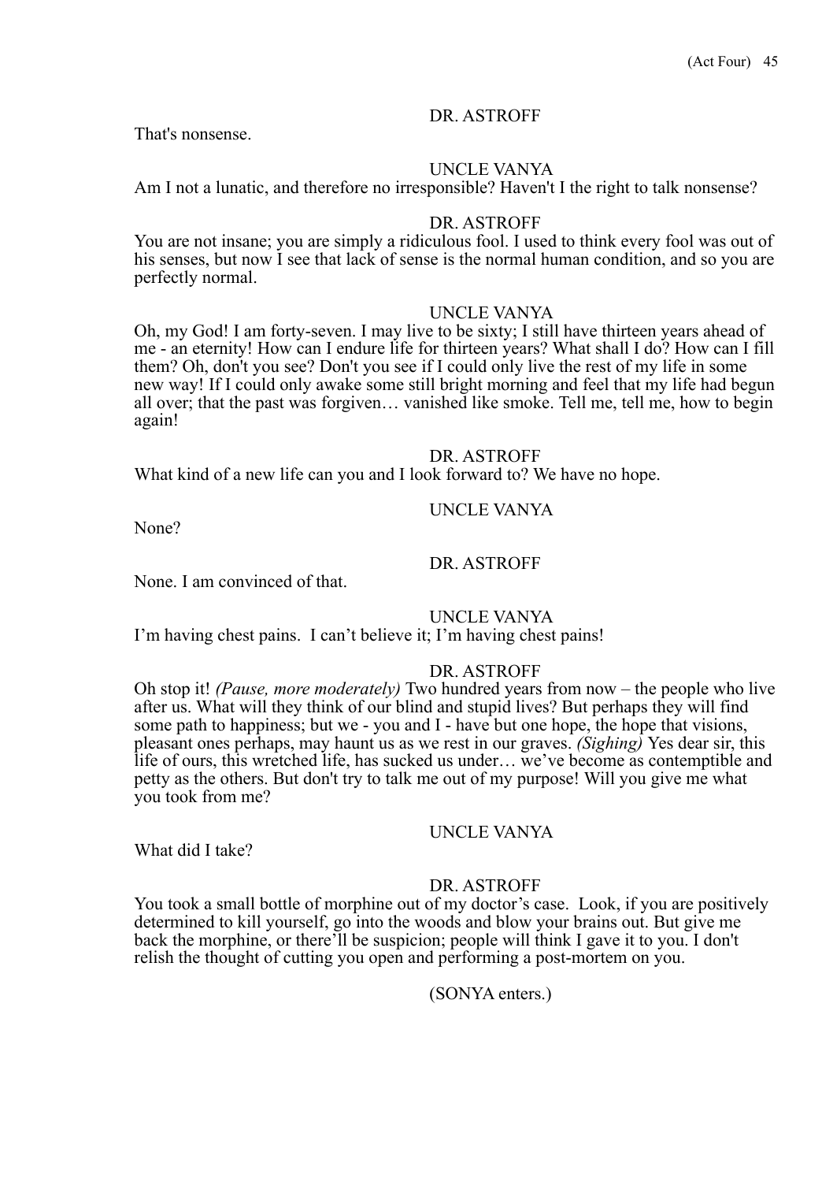DR. ASTROFF

That's nonsense.

UNCLE VANYA

Am I not a lunatic, and therefore no irresponsible? Haven't I the right to talk nonsense?

DR. ASTROFF

You are not insane; you are simply a ridiculous fool. I used to think every fool was out of his senses, but now I see that lack of sense is the normal human condition, and so you are perfectly normal.

UNCLE VANYA

Oh, my God! I am forty-seven. I may live to be sixty; I still have thirteen years ahead of me - an eternity! How can I endure life for thirteen years? What shall I do? How can I fill them? Oh, don't you see? Don't you see if I could only live the rest of my life in some new way! If I could only awake some still bright morning and feel that my life had begun all over; that the past was forgiven… vanished like smoke. Tell me, tell me, how to begin again!

DR. ASTROFF

What kind of a new life can you and I look forward to? We have no hope.

UNCLE VANYA

None?

DR. ASTROFF

None. I am convinced of that.

UNCLE VANYA

I'm having chest pains. I can't believe it; I'm having chest pains!

DR. ASTROFF

Oh stop it! *(Pause, more moderately)* Two hundred years from now – the people who live after us. What will they think of our blind and stupid lives? But perhaps they will find some path to happiness; but we - you and I - have but one hope, the hope that visions, pleasant ones perhaps, may haunt us as we rest in our graves. *(Sighing)* Yes dear sir, this life of ours, this wretched life, has sucked us under… we've become as contemptible and petty as the others. But don't try to talk me out of my purpose! Will you give me what you took from me?

UNCLE VANYA

What did I take?

DR. ASTROFF

You took a small bottle of morphine out of my doctor's case. Look, if you are positively determined to kill yourself, go into the woods and blow your brains out. But give me back the morphine, or there'll be suspicion; people will think I gave it to you. I don't relish the thought of cutting you open and performing a post-mortem on you.

(SONYA enters.)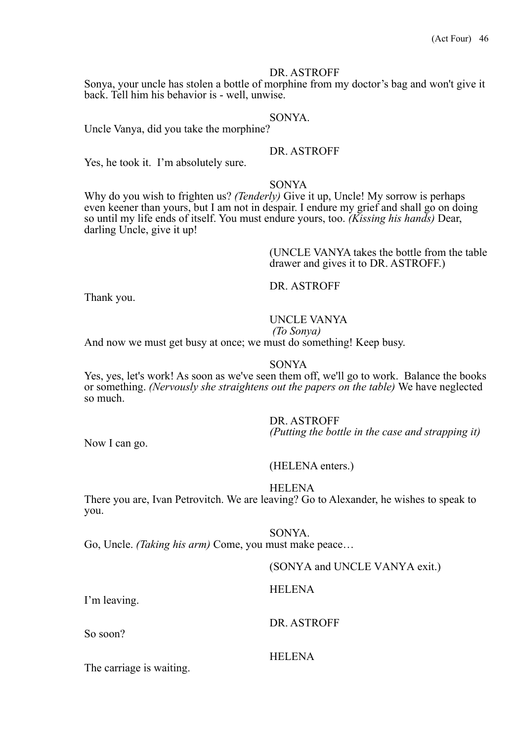DR. ASTROFF

Sonya, your uncle has stolen a bottle of morphine from my doctor’s bag and won't give it back. Tell him his behavior is - well, unwise.

SONYA.

Uncle Vanya, did you take the morphine?

DR. ASTROFF

Yes, he took it. I’m absolutely sure.

SONYA

Why do you wish to frighten us? *(Tenderly)* Give it up, Uncle! My sorrow is perhaps even keener than yours, but I am not in despair. I endure my grief and shall go on doing so until my life ends of itself. You must endure yours, too. *(Kissing his hands)* Dear, darling Uncle, give it up!

(UNCLE VANYA takes the bottle from the table drawer and gives it to DR. ASTROFF.)

DR. ASTROFF

Thank you.

UNCLE VANYA

*(To Sonya)*

And now we must get busy at once; we must do something! Keep busy.

SONYA

Yes, yes, let's work! As soon as we've seen them off, we'll go to work. Balance the books or something. *(Nervously she straightens out the papers on the table)* We have neglected so much.

DR. ASTROFF

*(Putting the bottle in the case and strapping it)*

Now I can go.

(HELENA enters.)

HELENA

There you are, Ivan Petrovitch. We are leaving? Go to Alexander, he wishes to speak to you.

SONYA.

Go, Uncle. *(Taking his arm)* Come, you must make peace…

(SONYA and UNCLE VANYA exit.)

HELENA

I’m leaving.

DR. ASTROFF

So soon?

HELENA

The carriage is waiting.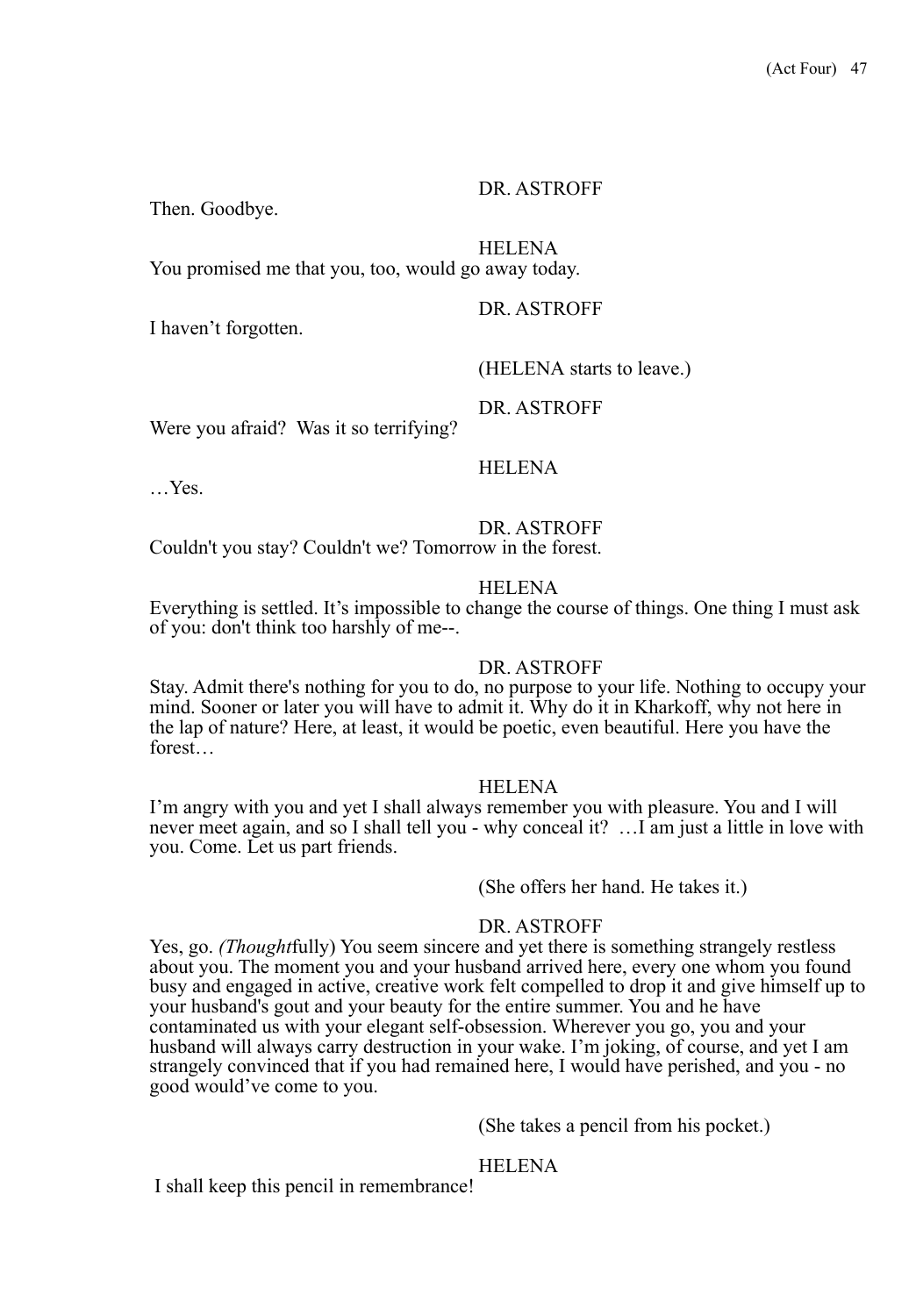DR. ASTROFF

Then. Goodbye.

HELENA

You promised me that you, too, would go away today.

DR. ASTROFF

I haven't forgotten.

(HELENA starts to leave.)

DR. ASTROFF

Were you afraid? Was it so terrifying?

HELENA

…Yes.

DR. ASTROFF

Couldn't you stay? Couldn't we? Tomorrow in the forest.

HELENA

Everything is settled. It's impossible to change the course of things. One thing I must ask of you: don't think too harshly of me--.

DR. ASTROFF

Stay. Admit there's nothing for you to do, no purpose to your life. Nothing to occupy your mind. Sooner or later you will have to admit it. Why do it in Kharkoff, why not here in the lap of nature? Here, at least, it would be poetic, even beautiful. Here you have the forest…

HELENA

I'm angry with you and yet I shall always remember you with pleasure. You and I will never meet again, and so I shall tell you - why conceal it? …I am just a little in love with you. Come. Let us part friends.

(She offers her hand. He takes it.)

DR. ASTROFF

Yes, go. *(Thought*fully) You seem sincere and yet there is something strangely restless about you. The moment you and your husband arrived here, every one whom you found busy and engaged in active, creative work felt compelled to drop it and give himself up to your husband's gout and your beauty for the entire summer. You and he have contaminated us with your elegant self-obsession. Wherever you go, you and your husband will always carry destruction in your wake. I'm joking, of course, and yet I am strangely convinced that if you had remained here, I would have perished, and you - no good would've come to you.

(She takes a pencil from his pocket.)

HELENA

I shall keep this pencil in remembrance!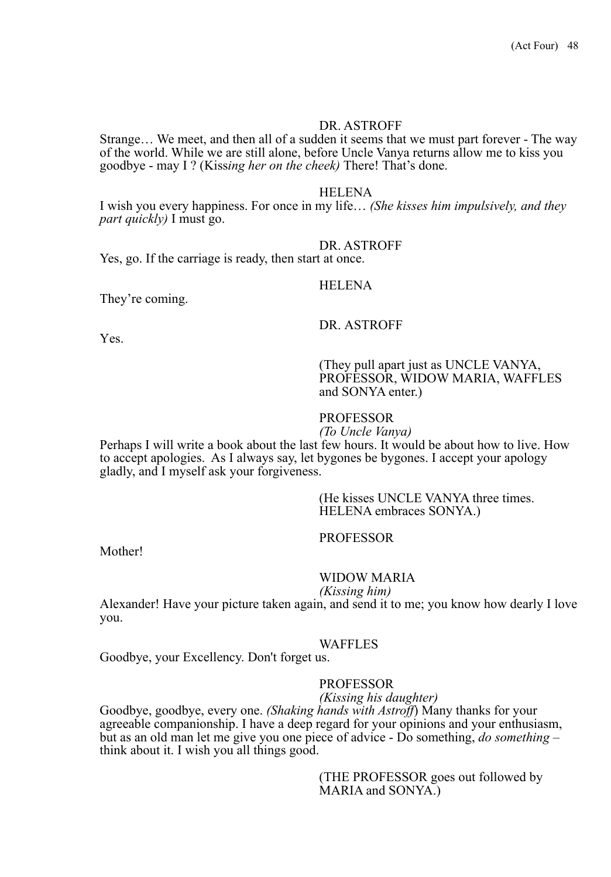DR. ASTROFF

Strange… We meet, and then all of a sudden it seems that we must part forever - The way of the world. While we are still alone, before Uncle Vanya returns allow me to kiss you goodbye - may I ? (Kiss*ing her on the cheek)* There! That's done.

HELENA

I wish you every happiness. For once in my life… *(She kisses him impulsively, and they part quickly)* I must go.

DR. ASTROFF

Yes, go. If the carriage is ready, then start at once.

HELENA

They're coming.

DR. ASTROFF

Yes.

(They pull apart just as UNCLE VANYA, PROFESSOR, WIDOW MARIA, WAFFLES and SONYA enter.)

PROFESSOR

*(To Uncle Vanya)*

Perhaps I will write a book about the last few hours. It would be about how to live. How to accept apologies. As I always say, let bygones be bygones. I accept your apology gladly, and I myself ask your forgiveness.

(He kisses UNCLE VANYA three times. HELENA embraces SONYA.)

PROFESSOR

Mother!

WIDOW MARIA

*(Kissing him)*

Alexander! Have your picture taken again, and send it to me; you know how dearly I love you.

WAFFLES

Goodbye, your Excellency. Don't forget us.

PROFESSOR

*(Kissing his daughter)*

Goodbye, goodbye, every one. *(Shaking hands with Astroff*) Many thanks for your agreeable companionship. I have a deep regard for your opinions and your enthusiasm, but as an old man let me give you one piece of advice - Do something, *do something* – think about it. I wish you all things good.

(THE PROFESSOR goes out followed by MARIA and SONYA.)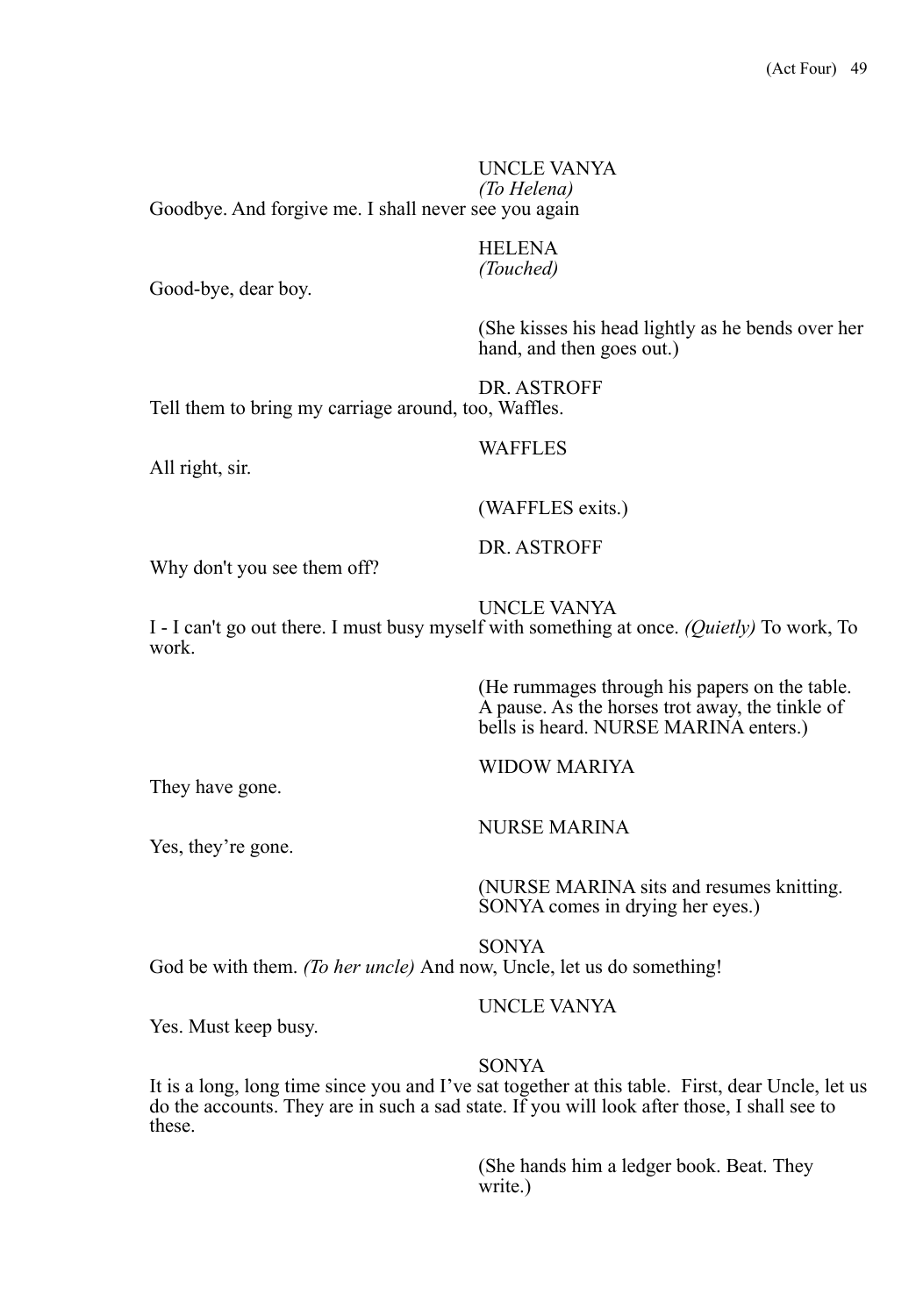UNCLE VANYA
*(To Helena)*
Goodbye. And forgive me. I shall never see you again

HELENA
*(Touched)*
Good-bye, dear boy.

(She kisses his head lightly as he bends over her hand, and then goes out.)

DR. ASTROFF
Tell them to bring my carriage around, too, Waffles.

WAFFLES
All right, sir.

(WAFFLES exits.)

DR. ASTROFF
Why don't you see them off?

UNCLE VANYA
I - I can't go out there. I must busy myself with something at once. *(Quietly)* To work, To work.

(He rummages through his papers on the table. A pause. As the horses trot away, the tinkle of bells is heard. NURSE MARINA enters.)

WIDOW MARIYA
They have gone.

NURSE MARINA
Yes, they're gone.

(NURSE MARINA sits and resumes knitting. SONYA comes in drying her eyes.)

SONYA
God be with them. *(To her uncle)* And now, Uncle, let us do something!

UNCLE VANYA
Yes. Must keep busy.

SONYA
It is a long, long time since you and I've sat together at this table. First, dear Uncle, let us do the accounts. They are in such a sad state. If you will look after those, I shall see to these.

(She hands him a ledger book. Beat. They write.)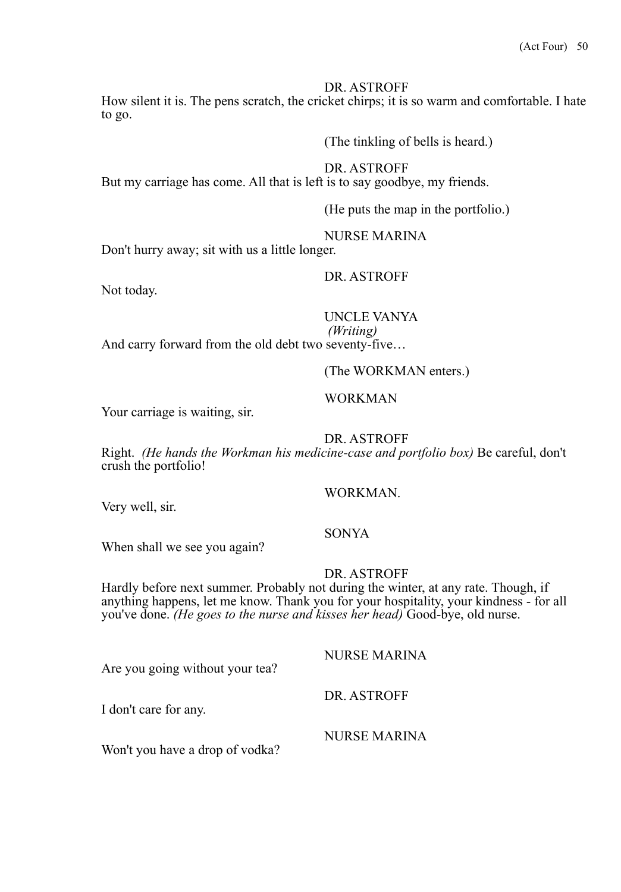DR. ASTROFF

How silent it is. The pens scratch, the cricket chirps; it is so warm and comfortable. I hate to go.

(The tinkling of bells is heard.)

DR. ASTROFF

But my carriage has come. All that is left is to say goodbye, my friends.

(He puts the map in the portfolio.)

NURSE MARINA

Don't hurry away; sit with us a little longer.

DR. ASTROFF

Not today.

UNCLE VANYA

*(Writing)*

And carry forward from the old debt two seventy-five…

(The WORKMAN enters.)

WORKMAN

Your carriage is waiting, sir.

DR. ASTROFF

Right. *(He hands the Workman his medicine-case and portfolio box)* Be careful, don't crush the portfolio!

WORKMAN.

Very well, sir.

SONYA

When shall we see you again?

DR. ASTROFF

Hardly before next summer. Probably not during the winter, at any rate. Though, if anything happens, let me know. Thank you for your hospitality, your kindness - for all you've done. *(He goes to the nurse and kisses her head)* Good-bye, old nurse.

NURSE MARINA

Are you going without your tea?

DR. ASTROFF

I don't care for any.

NURSE MARINA

Won't you have a drop of vodka?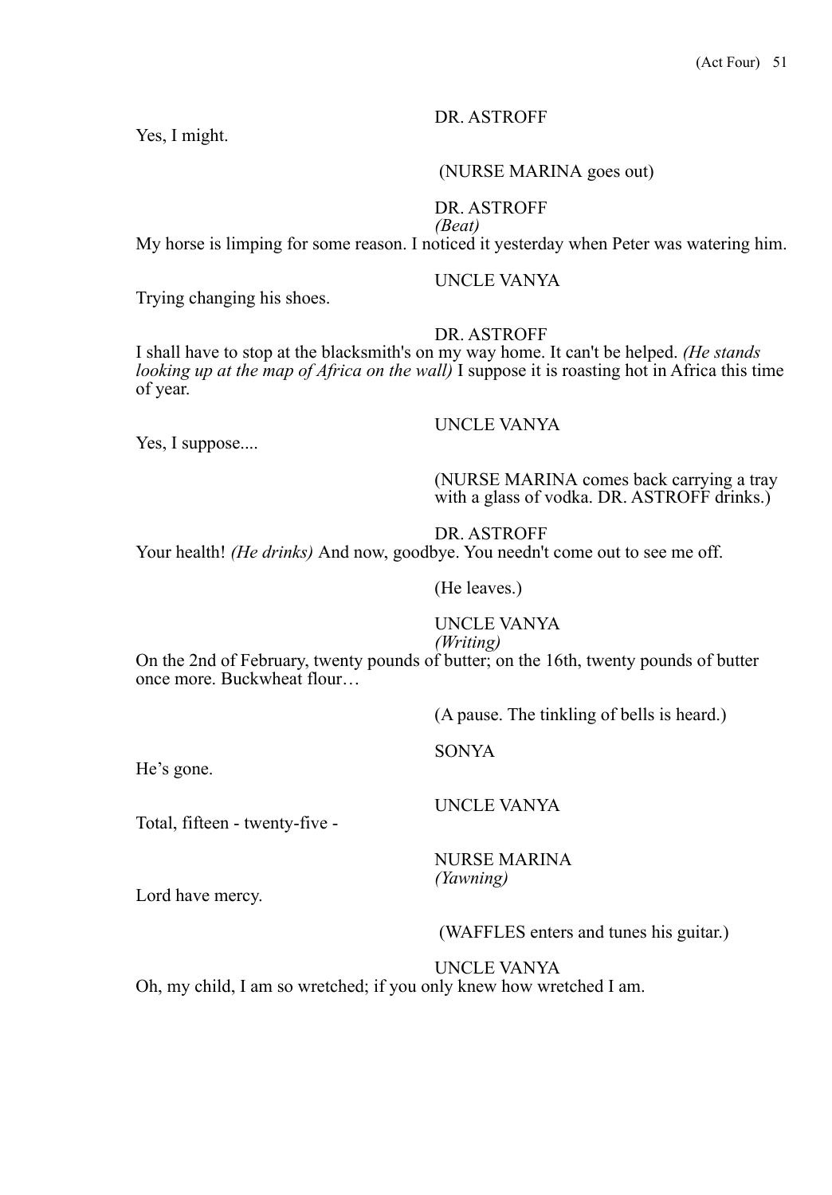DR. ASTROFF

Yes, I might.

(NURSE MARINA goes out)

DR. ASTROFF
*(Beat)*

My horse is limping for some reason. I noticed it yesterday when Peter was watering him.

UNCLE VANYA

Trying changing his shoes.

DR. ASTROFF

I shall have to stop at the blacksmith's on my way home. It can't be helped. *(He stands looking up at the map of Africa on the wall)* I suppose it is roasting hot in Africa this time of year.

UNCLE VANYA

Yes, I suppose....

(NURSE MARINA comes back carrying a tray with a glass of vodka. DR. ASTROFF drinks.)

DR. ASTROFF

Your health! *(He drinks)* And now, goodbye. You needn't come out to see me off.

(He leaves.)

UNCLE VANYA
*(Writing)*

On the 2nd of February, twenty pounds of butter; on the 16th, twenty pounds of butter once more. Buckwheat flour…

(A pause. The tinkling of bells is heard.)

SONYA

He's gone.

UNCLE VANYA

Total, fifteen - twenty-five -

NURSE MARINA
*(Yawning)*

Lord have mercy.

(WAFFLES enters and tunes his guitar.)

UNCLE VANYA

Oh, my child, I am so wretched; if you only knew how wretched I am.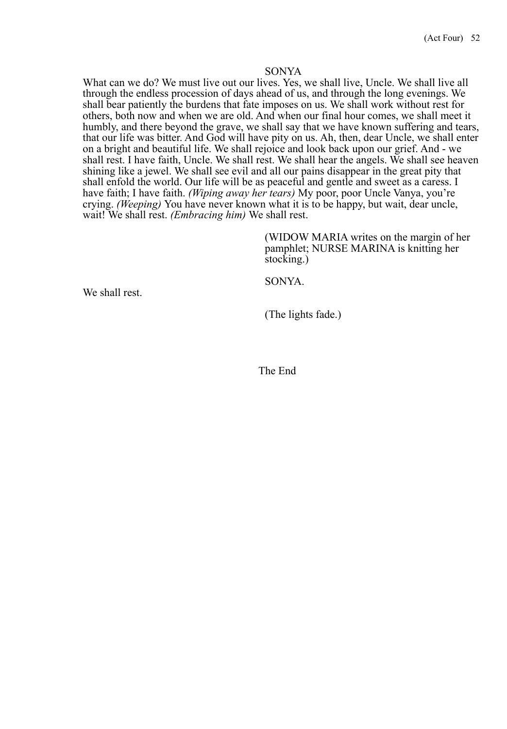SONYA

What can we do? We must live out our lives. Yes, we shall live, Uncle. We shall live all through the endless procession of days ahead of us, and through the long evenings. We shall bear patiently the burdens that fate imposes on us. We shall work without rest for others, both now and when we are old. And when our final hour comes, we shall meet it humbly, and there beyond the grave, we shall say that we have known suffering and tears, that our life was bitter. And God will have pity on us. Ah, then, dear Uncle, we shall enter on a bright and beautiful life. We shall rejoice and look back upon our grief. And - we shall rest. I have faith, Uncle. We shall rest. We shall hear the angels. We shall see heaven shining like a jewel. We shall see evil and all our pains disappear in the great pity that shall enfold the world. Our life will be as peaceful and gentle and sweet as a caress. I have faith; I have faith. *(Wiping away her tears)* My poor, poor Uncle Vanya, you're crying. *(Weeping)* You have never known what it is to be happy, but wait, dear uncle, wait! We shall rest. *(Embracing him)* We shall rest.

(WIDOW MARIA writes on the margin of her pamphlet; NURSE MARINA is knitting her stocking.)

SONYA.

We shall rest.

(The lights fade.)

The End